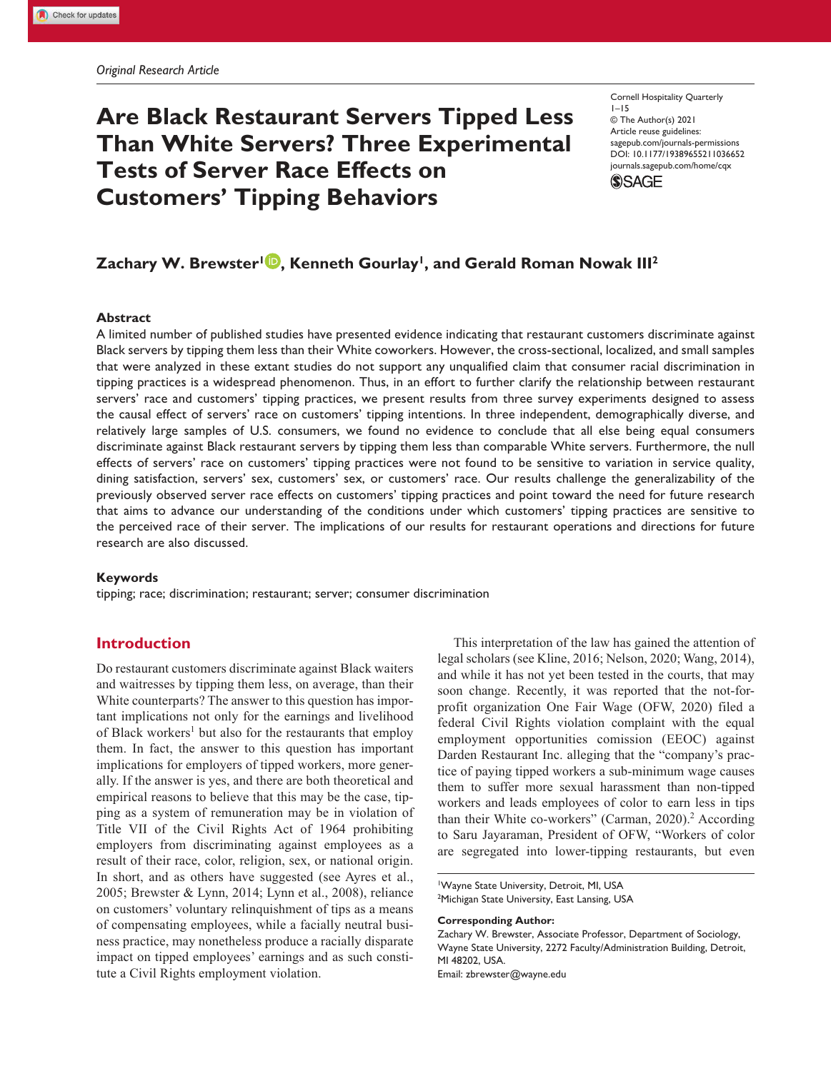*Original Research Article*

# Are Black Restaurant Servers Tipped Less Than White Servers? Three Experimental Tests of Server Race Effects on Customers' Tipping Behaviors

Cornell Hospitality Quarterly
© The Author(s) 2021
Article reuse guidelines: sagepub.com/journals-permissions
DOI: 10.1177/19389655211036652
journals.sagepub.com/home/cqx

**Zachary W. Brewster[1], Kenneth Gourlay[1], and Gerald Roman Nowak III[2]**

### Abstract

A limited number of published studies have presented evidence indicating that restaurant customers discriminate against Black servers by tipping them less than their White coworkers. However, the cross-sectional, localized, and small samples that were analyzed in these extant studies do not support any unqualified claim that consumer racial discrimination in tipping practices is a widespread phenomenon. Thus, in an effort to further clarify the relationship between restaurant servers' race and customers' tipping practices, we present results from three survey experiments designed to assess the causal effect of servers' race on customers' tipping intentions. In three independent, demographically diverse, and relatively large samples of U.S. consumers, we found no evidence to conclude that all else being equal consumers discriminate against Black restaurant servers by tipping them less than comparable White servers. Furthermore, the null effects of servers' race on customers' tipping practices were not found to be sensitive to variation in service quality, dining satisfaction, servers' sex, customers' sex, or customers' race. Our results challenge the generalizability of the previously observed server race effects on customers' tipping practices and point toward the need for future research that aims to advance our understanding of the conditions under which customers' tipping practices are sensitive to the perceived race of their server. The implications of our results for restaurant operations and directions for future research are also discussed.

### Keywords

tipping; race; discrimination; restaurant; server; consumer discrimination

## Introduction

Do restaurant customers discriminate against Black waiters and waitresses by tipping them less, on average, than their White counterparts? The answer to this question has important implications not only for the earnings and livelihood of Black workers[1] but also for the restaurants that employ them. In fact, the answer to this question has important implications for employers of tipped workers, more generally. If the answer is yes, and there are both theoretical and empirical reasons to believe that this may be the case, tipping as a system of remuneration may be in violation of Title VII of the Civil Rights Act of 1964 prohibiting employers from discriminating against employees as a result of their race, color, religion, sex, or national origin. In short, and as others have suggested (see Ayres et al., 2005; Brewster & Lynn, 2014; Lynn et al., 2008), reliance on customers' voluntary relinquishment of tips as a means of compensating employees, while a facially neutral business practice, may nonetheless produce a racially disparate impact on tipped employees' earnings and as such constitute a Civil Rights employment violation.

This interpretation of the law has gained the attention of legal scholars (see Kline, 2016; Nelson, 2020; Wang, 2014), and while it has not yet been tested in the courts, that may soon change. Recently, it was reported that the not-for-profit organization One Fair Wage (OFW, 2020) filed a federal Civil Rights violation complaint with the equal employment opportunities comission (EEOC) against Darden Restaurant Inc. alleging that the "company's practice of paying tipped workers a sub-minimum wage causes them to suffer more sexual harassment than non-tipped workers and leads employees of color to earn less in tips than their White co-workers" (Carman, 2020).[2] According to Saru Jayaraman, President of OFW, "Workers of color are segregated into lower-tipping restaurants, but even

[1]Wayne State University, Detroit, MI, USA
[2]Michigan State University, East Lansing, USA

**Corresponding Author:**
Zachary W. Brewster, Associate Professor, Department of Sociology, Wayne State University, 2272 Faculty/Administration Building, Detroit, MI 48202, USA.
Email: zbrewster@wayne.edu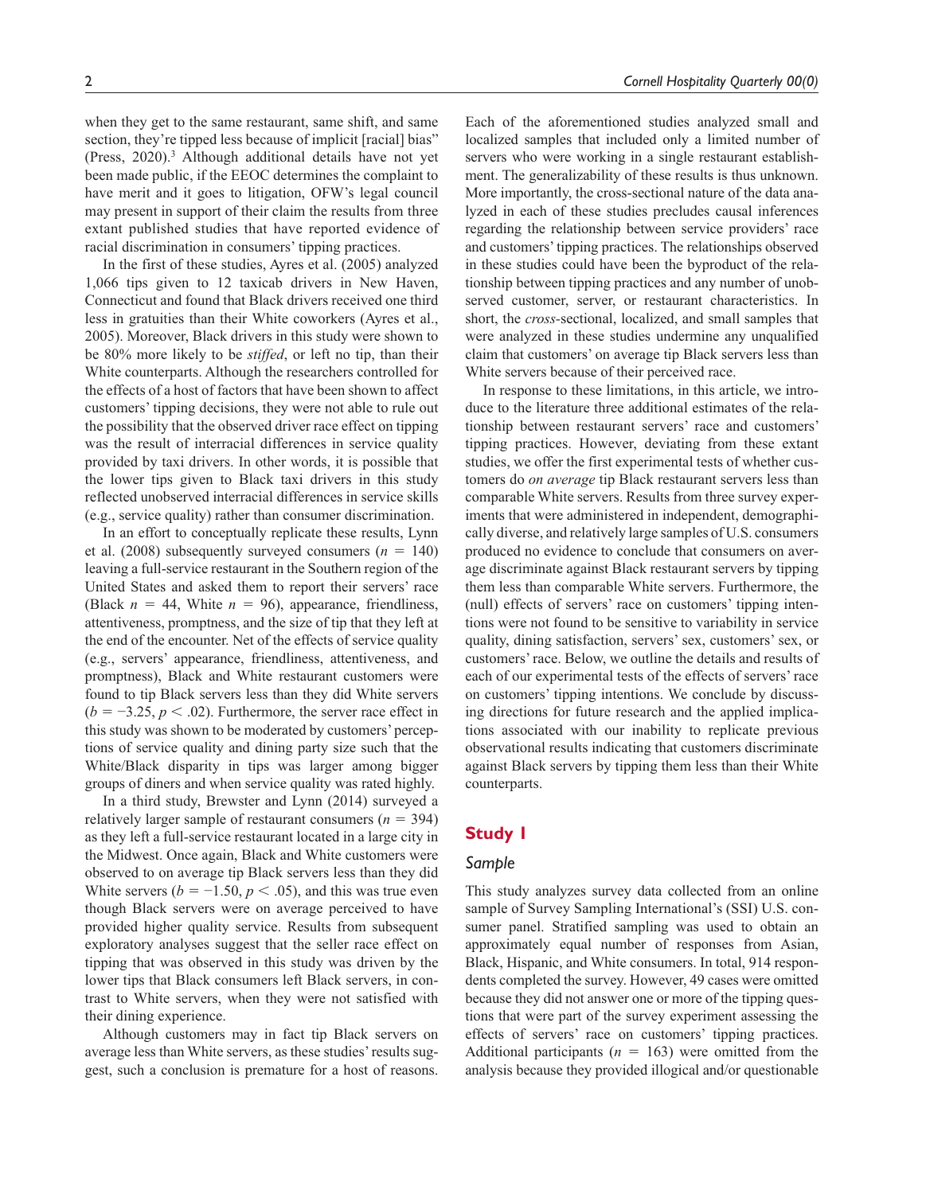when they get to the same restaurant, same shift, and same section, they're tipped less because of implicit [racial] bias" (Press, 2020).[3] Although additional details have not yet been made public, if the EEOC determines the complaint to have merit and it goes to litigation, OFW's legal council may present in support of their claim the results from three extant published studies that have reported evidence of racial discrimination in consumers' tipping practices.

In the first of these studies, Ayres et al. (2005) analyzed 1,066 tips given to 12 taxicab drivers in New Haven, Connecticut and found that Black drivers received one third less in gratuities than their White coworkers (Ayres et al., 2005). Moreover, Black drivers in this study were shown to be 80% more likely to be *stiffed*, or left no tip, than their White counterparts. Although the researchers controlled for the effects of a host of factors that have been shown to affect customers' tipping decisions, they were not able to rule out the possibility that the observed driver race effect on tipping was the result of interracial differences in service quality provided by taxi drivers. In other words, it is possible that the lower tips given to Black taxi drivers in this study reflected unobserved interracial differences in service skills (e.g., service quality) rather than consumer discrimination.

In an effort to conceptually replicate these results, Lynn et al. (2008) subsequently surveyed consumers ($n = 140$) leaving a full-service restaurant in the Southern region of the United States and asked them to report their servers' race (Black $n = 44$, White $n = 96$), appearance, friendliness, attentiveness, promptness, and the size of tip that they left at the end of the encounter. Net of the effects of service quality (e.g., servers' appearance, friendliness, attentiveness, and promptness), Black and White restaurant customers were found to tip Black servers less than they did White servers ($b = -3.25$, $p < .02$). Furthermore, the server race effect in this study was shown to be moderated by customers' perceptions of service quality and dining party size such that the White/Black disparity in tips was larger among bigger groups of diners and when service quality was rated highly.

In a third study, Brewster and Lynn (2014) surveyed a relatively larger sample of restaurant consumers ($n = 394$) as they left a full-service restaurant located in a large city in the Midwest. Once again, Black and White customers were observed to on average tip Black servers less than they did White servers ($b = -1.50$, $p < .05$), and this was true even though Black servers were on average perceived to have provided higher quality service. Results from subsequent exploratory analyses suggest that the seller race effect on tipping that was observed in this study was driven by the lower tips that Black consumers left Black servers, in contrast to White servers, when they were not satisfied with their dining experience.

Although customers may in fact tip Black servers on average less than White servers, as these studies' results suggest, such a conclusion is premature for a host of reasons. Each of the aforementioned studies analyzed small and localized samples that included only a limited number of servers who were working in a single restaurant establishment. The generalizability of these results is thus unknown. More importantly, the cross-sectional nature of the data analyzed in each of these studies precludes causal inferences regarding the relationship between service providers' race and customers' tipping practices. The relationships observed in these studies could have been the byproduct of the relationship between tipping practices and any number of unobserved customer, server, or restaurant characteristics. In short, the *cross*-sectional, localized, and small samples that were analyzed in these studies undermine any unqualified claim that customers' on average tip Black servers less than White servers because of their perceived race.

In response to these limitations, in this article, we introduce to the literature three additional estimates of the relationship between restaurant servers' race and customers' tipping practices. However, deviating from these extant studies, we offer the first experimental tests of whether customers do *on average* tip Black restaurant servers less than comparable White servers. Results from three survey experiments that were administered in independent, demographically diverse, and relatively large samples of U.S. consumers produced no evidence to conclude that consumers on average discriminate against Black restaurant servers by tipping them less than comparable White servers. Furthermore, the (null) effects of servers' race on customers' tipping intentions were not found to be sensitive to variability in service quality, dining satisfaction, servers' sex, customers' sex, or customers' race. Below, we outline the details and results of each of our experimental tests of the effects of servers' race on customers' tipping intentions. We conclude by discussing directions for future research and the applied implications associated with our inability to replicate previous observational results indicating that customers discriminate against Black servers by tipping them less than their White counterparts.

## Study 1

### Sample

This study analyzes survey data collected from an online sample of Survey Sampling International's (SSI) U.S. consumer panel. Stratified sampling was used to obtain an approximately equal number of responses from Asian, Black, Hispanic, and White consumers. In total, 914 respondents completed the survey. However, 49 cases were omitted because they did not answer one or more of the tipping questions that were part of the survey experiment assessing the effects of servers' race on customers' tipping practices. Additional participants ($n = 163$) were omitted from the analysis because they provided illogical and/or questionable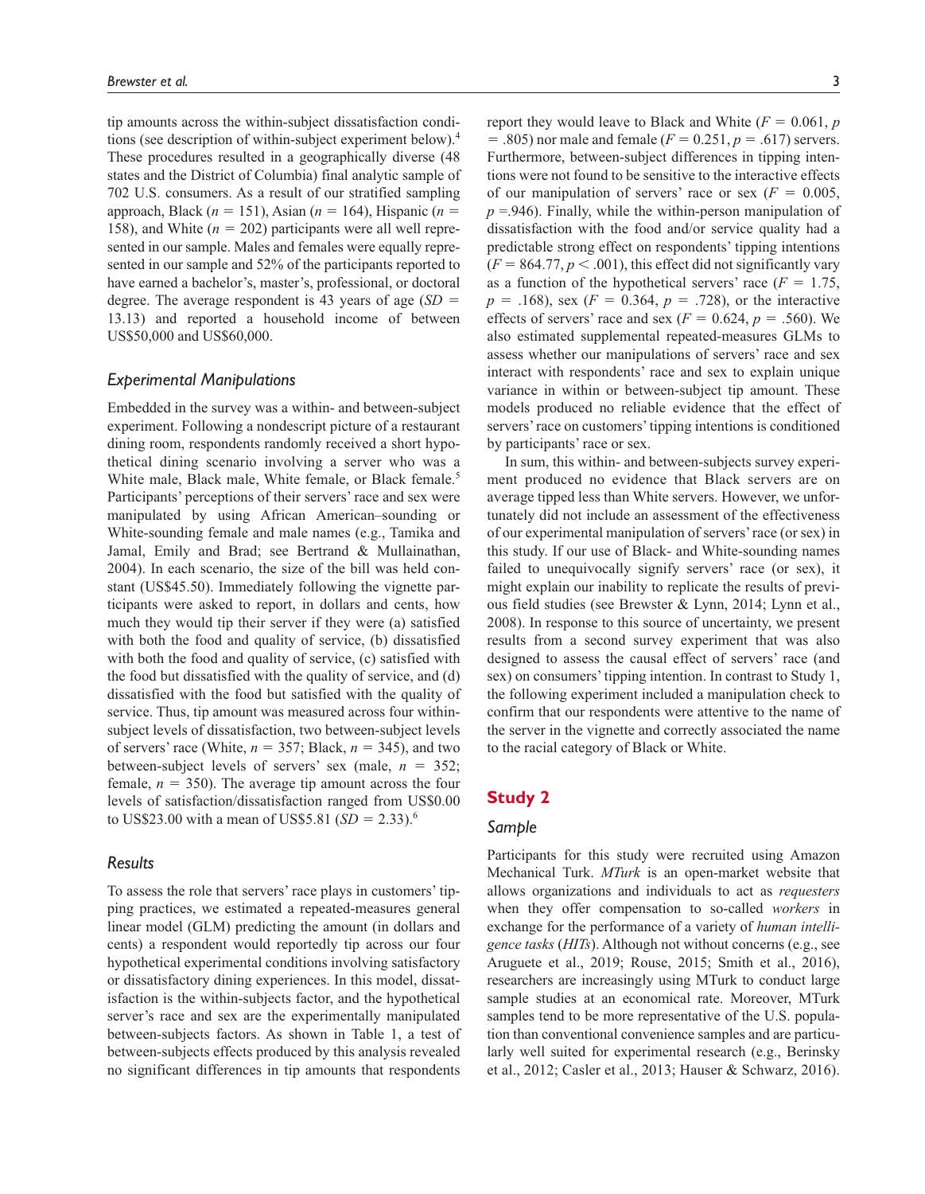tip amounts across the within-subject dissatisfaction conditions (see description of within-subject experiment below).[4] These procedures resulted in a geographically diverse (48 states and the District of Columbia) final analytic sample of 702 U.S. consumers. As a result of our stratified sampling approach, Black ($n$ = 151), Asian ($n$ = 164), Hispanic ($n$ = 158), and White ($n$ = 202) participants were all well represented in our sample. Males and females were equally represented in our sample and 52% of the participants reported to have earned a bachelor's, master's, professional, or doctoral degree. The average respondent is 43 years of age ($SD$ = 13.13) and reported a household income of between US$50,000 and US$60,000.

### Experimental Manipulations

Embedded in the survey was a within- and between-subject experiment. Following a nondescript picture of a restaurant dining room, respondents randomly received a short hypothetical dining scenario involving a server who was a White male, Black male, White female, or Black female.[5] Participants' perceptions of their servers' race and sex were manipulated by using African American–sounding or White-sounding female and male names (e.g., Tamika and Jamal, Emily and Brad; see Bertrand & Mullainathan, 2004). In each scenario, the size of the bill was held constant (US$45.50). Immediately following the vignette participants were asked to report, in dollars and cents, how much they would tip their server if they were (a) satisfied with both the food and quality of service, (b) dissatisfied with both the food and quality of service, (c) satisfied with the food but dissatisfied with the quality of service, and (d) dissatisfied with the food but satisfied with the quality of service. Thus, tip amount was measured across four within-subject levels of dissatisfaction, two between-subject levels of servers' race (White, $n$ = 357; Black, $n$ = 345), and two between-subject levels of servers' sex (male, $n$ = 352; female, $n$ = 350). The average tip amount across the four levels of satisfaction/dissatisfaction ranged from US$0.00 to US$23.00 with a mean of US$5.81 ($SD$ = 2.33).[6]

### Results

To assess the role that servers' race plays in customers' tipping practices, we estimated a repeated-measures general linear model (GLM) predicting the amount (in dollars and cents) a respondent would reportedly tip across our four hypothetical experimental conditions involving satisfactory or dissatisfactory dining experiences. In this model, dissatisfaction is the within-subjects factor, and the hypothetical server's race and sex are the experimentally manipulated between-subjects factors. As shown in Table 1, a test of between-subjects effects produced by this analysis revealed no significant differences in tip amounts that respondents report they would leave to Black and White ($F = 0.061$, $p = .805$) nor male and female ($F = 0.251$, $p = .617$) servers. Furthermore, between-subject differences in tipping intentions were not found to be sensitive to the interactive effects of our manipulation of servers' race or sex ($F = 0.005$, $p = .946$). Finally, while the within-person manipulation of dissatisfaction with the food and/or service quality had a predictable strong effect on respondents' tipping intentions ($F = 864.77$, $p < .001$), this effect did not significantly vary as a function of the hypothetical servers' race ($F = 1.75$, $p = .168$), sex ($F = 0.364$, $p = .728$), or the interactive effects of servers' race and sex ($F = 0.624$, $p = .560$). We also estimated supplemental repeated-measures GLMs to assess whether our manipulations of servers' race and sex interact with respondents' race and sex to explain unique variance in within or between-subject tip amount. These models produced no reliable evidence that the effect of servers' race on customers' tipping intentions is conditioned by participants' race or sex.

In sum, this within- and between-subjects survey experiment produced no evidence that Black servers are on average tipped less than White servers. However, we unfortunately did not include an assessment of the effectiveness of our experimental manipulation of servers' race (or sex) in this study. If our use of Black- and White-sounding names failed to unequivocally signify servers' race (or sex), it might explain our inability to replicate the results of previous field studies (see Brewster & Lynn, 2014; Lynn et al., 2008). In response to this source of uncertainty, we present results from a second survey experiment that was also designed to assess the causal effect of servers' race (and sex) on consumers' tipping intention. In contrast to Study 1, the following experiment included a manipulation check to confirm that our respondents were attentive to the name of the server in the vignette and correctly associated the name to the racial category of Black or White.

## Study 2

### Sample

Participants for this study were recruited using Amazon Mechanical Turk. *MTurk* is an open-market website that allows organizations and individuals to act as *requesters* when they offer compensation to so-called *workers* in exchange for the performance of a variety of *human intelligence tasks* (*HITs*). Although not without concerns (e.g., see Aruguete et al., 2019; Rouse, 2015; Smith et al., 2016), researchers are increasingly using MTurk to conduct large sample studies at an economical rate. Moreover, MTurk samples tend to be more representative of the U.S. population than conventional convenience samples and are particularly well suited for experimental research (e.g., Berinsky et al., 2012; Casler et al., 2013; Hauser & Schwarz, 2016).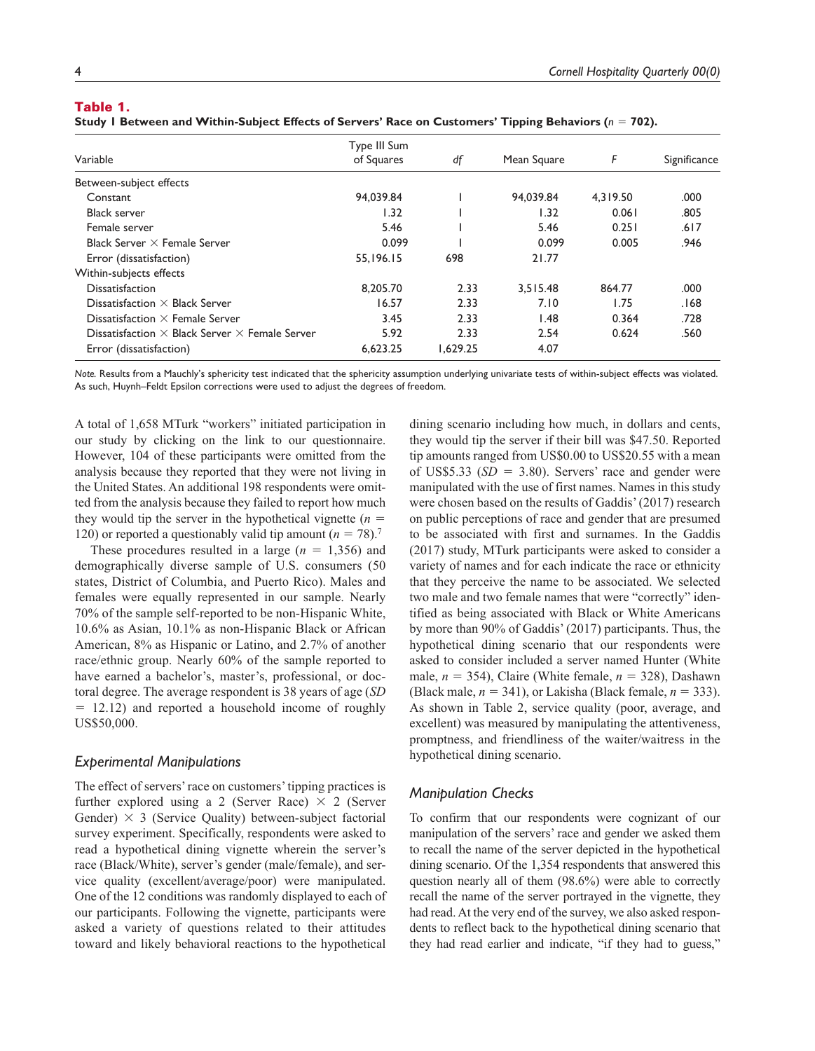**Table 1.**
**Study 1 Between and Within-Subject Effects of Servers' Race on Customers' Tipping Behaviors ($n$ = 702).**

| Variable | Type III Sum of Squares | df | Mean Square | F | Significance |
|---|---|---|---|---|---|
| Between-subject effects | | | | | |
| Constant | 94,039.84 | 1 | 94,039.84 | 4,319.50 | .000 |
| Black server | 1.32 | 1 | 1.32 | 0.061 | .805 |
| Female server | 5.46 | 1 | 5.46 | 0.251 | .617 |
| Black Server × Female Server | 0.099 | 1 | 0.099 | 0.005 | .946 |
| Error (dissatisfaction) | 55,196.15 | 698 | 21.77 | | |
| Within-subjects effects | | | | | |
| Dissatisfaction | 8,205.70 | 2.33 | 3,515.48 | 864.77 | .000 |
| Dissatisfaction × Black Server | 16.57 | 2.33 | 7.10 | 1.75 | .168 |
| Dissatisfaction × Female Server | 3.45 | 2.33 | 1.48 | 0.364 | .728 |
| Dissatisfaction × Black Server × Female Server | 5.92 | 2.33 | 2.54 | 0.624 | .560 |
| Error (dissatisfaction) | 6,623.25 | 1,629.25 | 4.07 | | |

*Note.* Results from a Mauchly's sphericity test indicated that the sphericity assumption underlying univariate tests of within-subject effects was violated. As such, Huynh–Feldt Epsilon corrections were used to adjust the degrees of freedom.

A total of 1,658 MTurk "workers" initiated participation in our study by clicking on the link to our questionnaire. However, 104 of these participants were omitted from the analysis because they reported that they were not living in the United States. An additional 198 respondents were omitted from the analysis because they failed to report how much they would tip the server in the hypothetical vignette ($n$ = 120) or reported a questionably valid tip amount ($n$ = 78).[7]

These procedures resulted in a large ($n$ = 1,356) and demographically diverse sample of U.S. consumers (50 states, District of Columbia, and Puerto Rico). Males and females were equally represented in our sample. Nearly 70% of the sample self-reported to be non-Hispanic White, 10.6% as Asian, 10.1% as non-Hispanic Black or African American, 8% as Hispanic or Latino, and 2.7% of another race/ethnic group. Nearly 60% of the sample reported to have earned a bachelor's, master's, professional, or doctoral degree. The average respondent is 38 years of age ($SD$ = 12.12) and reported a household income of roughly US$50,000.

### Experimental Manipulations

The effect of servers' race on customers' tipping practices is further explored using a 2 (Server Race) × 2 (Server Gender) × 3 (Service Quality) between-subject factorial survey experiment. Specifically, respondents were asked to read a hypothetical dining vignette wherein the server's race (Black/White), server's gender (male/female), and service quality (excellent/average/poor) were manipulated. One of the 12 conditions was randomly displayed to each of our participants. Following the vignette, participants were asked a variety of questions related to their attitudes toward and likely behavioral reactions to the hypothetical dining scenario including how much, in dollars and cents, they would tip the server if their bill was $47.50. Reported tip amounts ranged from US$0.00 to US$20.55 with a mean of US$5.33 ($SD$ = 3.80). Servers' race and gender were manipulated with the use of first names. Names in this study were chosen based on the results of Gaddis' (2017) research on public perceptions of race and gender that are presumed to be associated with first and surnames. In the Gaddis (2017) study, MTurk participants were asked to consider a variety of names and for each indicate the race or ethnicity that they perceive the name to be associated. We selected two male and two female names that were "correctly" identified as being associated with Black or White Americans by more than 90% of Gaddis' (2017) participants. Thus, the hypothetical dining scenario that our respondents were asked to consider included a server named Hunter (White male, $n$ = 354), Claire (White female, $n$ = 328), Dashawn (Black male, $n$ = 341), or Lakisha (Black female, $n$ = 333). As shown in Table 2, service quality (poor, average, and excellent) was measured by manipulating the attentiveness, promptness, and friendliness of the waiter/waitress in the hypothetical dining scenario.

### Manipulation Checks

To confirm that our respondents were cognizant of our manipulation of the servers' race and gender we asked them to recall the name of the server depicted in the hypothetical dining scenario. Of the 1,354 respondents that answered this question nearly all of them (98.6%) were able to correctly recall the name of the server portrayed in the vignette, they had read. At the very end of the survey, we also asked respondents to reflect back to the hypothetical dining scenario that they had read earlier and indicate, "if they had to guess,"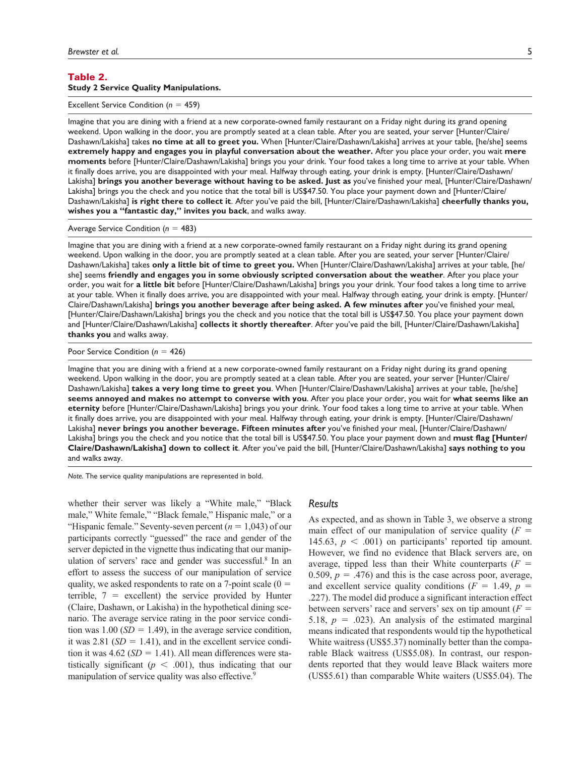**Table 2.**
**Study 2 Service Quality Manipulations.**

Excellent Service Condition ($n$ = 459)

Imagine that you are dining with a friend at a new corporate-owned family restaurant on a Friday night during its grand opening weekend. Upon walking in the door, you are promptly seated at a clean table. After you are seated, your server [Hunter/Claire/Dashawn/Lakisha] takes **no time at all to greet you.** When [Hunter/Claire/Dashawn/Lakisha] arrives at your table, [he/she] seems **extremely happy and engages you in playful conversation about the weather.** After you place your order, you wait **mere moments** before [Hunter/Claire/Dashawn/Lakisha] brings you your drink. Your food takes a long time to arrive at your table. When it finally does arrive, you are disappointed with your meal. Halfway through eating, your drink is empty. [Hunter/Claire/Dashawn/Lakisha] **brings you another beverage without having to be asked. Just as** you've finished your meal, [Hunter/Claire/Dashawn/Lakisha] brings you the check and you notice that the total bill is US$47.50. You place your payment down and [Hunter/Claire/Dashawn/Lakisha] **is right there to collect it**. After you've paid the bill, [Hunter/Claire/Dashawn/Lakisha] **cheerfully thanks you, wishes you a "fantastic day," invites you back**, and walks away.

Average Service Condition ($n$ = 483)

Imagine that you are dining with a friend at a new corporate-owned family restaurant on a Friday night during its grand opening weekend. Upon walking in the door, you are promptly seated at a clean table. After you are seated, your server [Hunter/Claire/Dashawn/Lakisha] takes **only a little bit of time to greet you.** When [Hunter/Claire/Dashawn/Lakisha] arrives at your table, [he/she] seems **friendly and engages you in some obviously scripted conversation about the weather**. After you place your order, you wait for **a little bit** before [Hunter/Claire/Dashawn/Lakisha] brings you your drink. Your food takes a long time to arrive at your table. When it finally does arrive, you are disappointed with your meal. Halfway through eating, your drink is empty. [Hunter/Claire/Dashawn/Lakisha] **brings you another beverage after being asked. A few minutes after** you've finished your meal, [Hunter/Claire/Dashawn/Lakisha] brings you the check and you notice that the total bill is US$47.50. You place your payment down and [Hunter/Claire/Dashawn/Lakisha] **collects it shortly thereafter**. After you've paid the bill, [Hunter/Claire/Dashawn/Lakisha] **thanks you** and walks away.

Poor Service Condition ($n$ = 426)

Imagine that you are dining with a friend at a new corporate-owned family restaurant on a Friday night during its grand opening weekend. Upon walking in the door, you are promptly seated at a clean table. After you are seated, your server [Hunter/Claire/Dashawn/Lakisha] **takes a very long time to greet you**. When [Hunter/Claire/Dashawn/Lakisha] arrives at your table, [he/she] **seems annoyed and makes no attempt to converse with you**. After you place your order, you wait for **what seems like an eternity** before [Hunter/Claire/Dashawn/Lakisha] brings you your drink. Your food takes a long time to arrive at your table. When it finally does arrive, you are disappointed with your meal. Halfway through eating, your drink is empty. [Hunter/Claire/Dashawn/Lakisha] **never brings you another beverage. Fifteen minutes after** you've finished your meal, [Hunter/Claire/Dashawn/Lakisha] brings you the check and you notice that the total bill is US$47.50. You place your payment down and **must flag [Hunter/Claire/Dashawn/Lakisha] down to collect it**. After you've paid the bill, [Hunter/Claire/Dashawn/Lakisha] **says nothing to you** and walks away.

*Note.* The service quality manipulations are represented in bold.

whether their server was likely a "White male," "Black male," White female," "Black female," Hispanic male," or a "Hispanic female." Seventy-seven percent ($n$ = 1,043) of our participants correctly "guessed" the race and gender of the server depicted in the vignette thus indicating that our manipulation of servers' race and gender was successful.[8] In an effort to assess the success of our manipulation of service quality, we asked respondents to rate on a 7-point scale (0 = terrible, 7 = excellent) the service provided by Hunter (Claire, Dashawn, or Lakisha) in the hypothetical dining scenario. The average service rating in the poor service condition was 1.00 ($SD$ = 1.49), in the average service condition, it was 2.81 ($SD$ = 1.41), and in the excellent service condition it was 4.62 ($SD$ = 1.41). All mean differences were statistically significant ($p < .001$), thus indicating that our manipulation of service quality was also effective.[9]

## Results

As expected, and as shown in Table 3, we observe a strong main effect of our manipulation of service quality ($F$ = 145.63, $p < .001$) on participants' reported tip amount. However, we find no evidence that Black servers are, on average, tipped less than their White counterparts ($F$ = 0.509, $p$ = .476) and this is the case across poor, average, and excellent service quality conditions ($F$ = 1.49, $p$ = .227). The model did produce a significant interaction effect between servers' race and servers' sex on tip amount ($F$ = 5.18, $p$ = .023). An analysis of the estimated marginal means indicated that respondents would tip the hypothetical White waitress (US$5.37) nominally better than the comparable Black waitress (US$5.08). In contrast, our respondents reported that they would leave Black waiters more (US$5.61) than comparable White waiters (US$5.04). The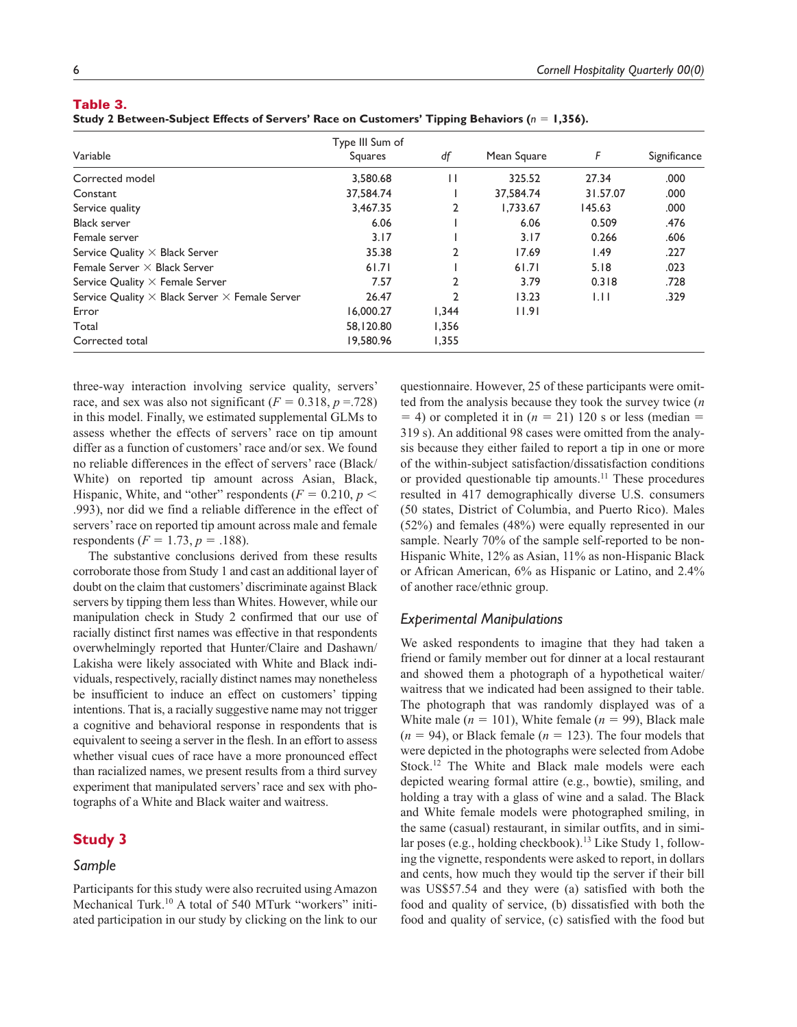**Table 3.**
**Study 2 Between-Subject Effects of Servers' Race on Customers' Tipping Behaviors ($n$ = 1,356).**

| Variable | Type III Sum of Squares | $df$ | Mean Square | $F$ | Significance |
|---|---|---|---|---|---|
| Corrected model | 3,580.68 | 11 | 325.52 | 27.34 | .000 |
| Constant | 37,584.74 | 1 | 37,584.74 | 31.57.07 | .000 |
| Service quality | 3,467.35 | 2 | 1,733.67 | 145.63 | .000 |
| Black server | 6.06 | 1 | 6.06 | 0.509 | .476 |
| Female server | 3.17 | 1 | 3.17 | 0.266 | .606 |
| Service Quality × Black Server | 35.38 | 2 | 17.69 | 1.49 | .227 |
| Female Server × Black Server | 61.71 | 1 | 61.71 | 5.18 | .023 |
| Service Quality × Female Server | 7.57 | 2 | 3.79 | 0.318 | .728 |
| Service Quality × Black Server × Female Server | 26.47 | 2 | 13.23 | 1.11 | .329 |
| Error | 16,000.27 | 1,344 | 11.91 | | |
| Total | 58,120.80 | 1,356 | | | |
| Corrected total | 19,580.96 | 1,355 | | | |

three-way interaction involving service quality, servers' race, and sex was also not significant ($F$ = 0.318, $p$ =.728) in this model. Finally, we estimated supplemental GLMs to assess whether the effects of servers' race on tip amount differ as a function of customers' race and/or sex. We found no reliable differences in the effect of servers' race (Black/White) on reported tip amount across Asian, Black, Hispanic, White, and "other" respondents ($F$ = 0.210, $p$ < .993), nor did we find a reliable difference in the effect of servers' race on reported tip amount across male and female respondents ($F$ = 1.73, $p$ = .188).

The substantive conclusions derived from these results corroborate those from Study 1 and cast an additional layer of doubt on the claim that customers' discriminate against Black servers by tipping them less than Whites. However, while our manipulation check in Study 2 confirmed that our use of racially distinct first names was effective in that respondents overwhelmingly reported that Hunter/Claire and Dashawn/Lakisha were likely associated with White and Black individuals, respectively, racially distinct names may nonetheless be insufficient to induce an effect on customers' tipping intentions. That is, a racially suggestive name may not trigger a cognitive and behavioral response in respondents that is equivalent to seeing a server in the flesh. In an effort to assess whether visual cues of race have a more pronounced effect than racialized names, we present results from a third survey experiment that manipulated servers' race and sex with photographs of a White and Black waiter and waitress.

## Study 3

### Sample

Participants for this study were also recruited using Amazon Mechanical Turk.[10] A total of 540 MTurk "workers" initiated participation in our study by clicking on the link to our questionnaire. However, 25 of these participants were omitted from the analysis because they took the survey twice ($n$ = 4) or completed it in ($n$ = 21) 120 s or less (median = 319 s). An additional 98 cases were omitted from the analysis because they either failed to report a tip in one or more of the within-subject satisfaction/dissatisfaction conditions or provided questionable tip amounts.[11] These procedures resulted in 417 demographically diverse U.S. consumers (50 states, District of Columbia, and Puerto Rico). Males (52%) and females (48%) were equally represented in our sample. Nearly 70% of the sample self-reported to be non-Hispanic White, 12% as Asian, 11% as non-Hispanic Black or African American, 6% as Hispanic or Latino, and 2.4% of another race/ethnic group.

### Experimental Manipulations

We asked respondents to imagine that they had taken a friend or family member out for dinner at a local restaurant and showed them a photograph of a hypothetical waiter/waitress that we indicated had been assigned to their table. The photograph that was randomly displayed was of a White male ($n$ = 101), White female ($n$ = 99), Black male ($n$ = 94), or Black female ($n$ = 123). The four models that were depicted in the photographs were selected from Adobe Stock.[12] The White and Black male models were each depicted wearing formal attire (e.g., bowtie), smiling, and holding a tray with a glass of wine and a salad. The Black and White female models were photographed smiling, in the same (casual) restaurant, in similar outfits, and in similar poses (e.g., holding checkbook).[13] Like Study 1, following the vignette, respondents were asked to report, in dollars and cents, how much they would tip the server if their bill was US$57.54 and they were (a) satisfied with both the food and quality of service, (b) dissatisfied with both the food and quality of service, (c) satisfied with the food but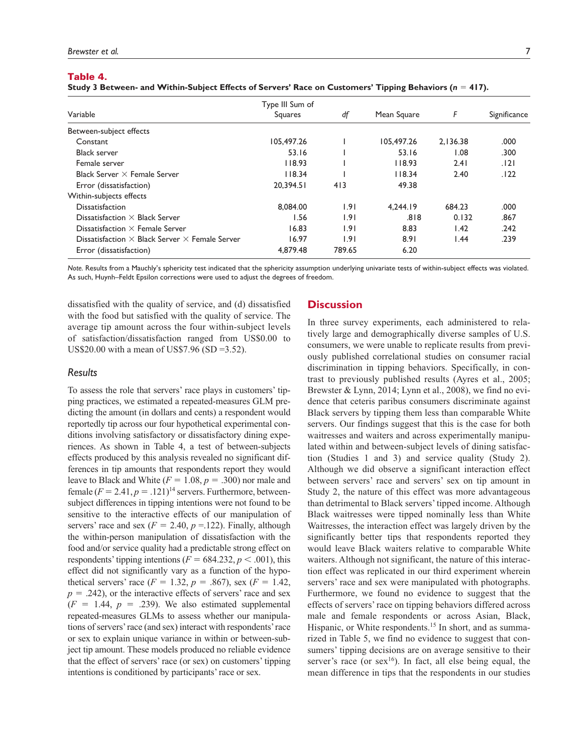**Table 4.**
**Study 3 Between- and Within-Subject Effects of Servers' Race on Customers' Tipping Behaviors ($n$ = 417).**

| Variable | Type III Sum of Squares | *df* | Mean Square | *F* | Significance |
|---|---|---|---|---|---|
| Between-subject effects | | | | | |
| Constant | 105,497.26 | 1 | 105,497.26 | 2,136.38 | .000 |
| Black server | 53.16 | 1 | 53.16 | 1.08 | .300 |
| Female server | 118.93 | 1 | 118.93 | 2.41 | .121 |
| Black Server × Female Server | 118.34 | 1 | 118.34 | 2.40 | .122 |
| Error (dissatisfaction) | 20,394.51 | 413 | 49.38 | | |
| Within-subjects effects | | | | | |
| Dissatisfaction | 8,084.00 | 1.91 | 4,244.19 | 684.23 | .000 |
| Dissatisfaction × Black Server | 1.56 | 1.91 | .818 | 0.132 | .867 |
| Dissatisfaction × Female Server | 16.83 | 1.91 | 8.83 | 1.42 | .242 |
| Dissatisfaction × Black Server × Female Server | 16.97 | 1.91 | 8.91 | 1.44 | .239 |
| Error (dissatisfaction) | 4,879.48 | 789.65 | 6.20 | | |

*Note.* Results from a Mauchly's sphericity test indicated that the sphericity assumption underlying univariate tests of within-subject effects was violated. As such, Huynh–Feldt Epsilon corrections were used to adjust the degrees of freedom.

dissatisfied with the quality of service, and (d) dissatisfied with the food but satisfied with the quality of service. The average tip amount across the four within-subject levels of satisfaction/dissatisfaction ranged from US$0.00 to US$20.00 with a mean of US$7.96 (SD =3.52).

### *Results*

To assess the role that servers' race plays in customers' tipping practices, we estimated a repeated-measures GLM predicting the amount (in dollars and cents) a respondent would reportedly tip across our four hypothetical experimental conditions involving satisfactory or dissatisfactory dining experiences. As shown in Table 4, a test of between-subjects effects produced by this analysis revealed no significant differences in tip amounts that respondents report they would leave to Black and White ($F$ = 1.08, $p$ = .300) nor male and female ($F$ = 2.41, $p$ = .121)[14] servers. Furthermore, between-subject differences in tipping intentions were not found to be sensitive to the interactive effects of our manipulation of servers' race and sex ($F$ = 2.40, $p$ =.122). Finally, although the within-person manipulation of dissatisfaction with the food and/or service quality had a predictable strong effect on respondents' tipping intentions ($F$ = 684.232, $p < .001$), this effect did not significantly vary as a function of the hypothetical servers' race ($F$ = 1.32, $p$ = .867), sex ($F$ = 1.42, $p$ = .242), or the interactive effects of servers' race and sex ($F$ = 1.44, $p$ = .239). We also estimated supplemental repeated-measures GLMs to assess whether our manipulations of servers' race (and sex) interact with respondents' race or sex to explain unique variance in within or between-subject tip amount. These models produced no reliable evidence that the effect of servers' race (or sex) on customers' tipping intentions is conditioned by participants' race or sex.

## Discussion

In three survey experiments, each administered to relatively large and demographically diverse samples of U.S. consumers, we were unable to replicate results from previously published correlational studies on consumer racial discrimination in tipping behaviors. Specifically, in contrast to previously published results (Ayres et al., 2005; Brewster & Lynn, 2014; Lynn et al., 2008), we find no evidence that ceteris paribus consumers discriminate against Black servers by tipping them less than comparable White servers. Our findings suggest that this is the case for both waitresses and waiters and across experimentally manipulated within and between-subject levels of dining satisfaction (Studies 1 and 3) and service quality (Study 2). Although we did observe a significant interaction effect between servers' race and servers' sex on tip amount in Study 2, the nature of this effect was more advantageous than detrimental to Black servers' tipped income. Although Black waitresses were tipped nominally less than White Waitresses, the interaction effect was largely driven by the significantly better tips that respondents reported they would leave Black waiters relative to comparable White waiters. Although not significant, the nature of this interaction effect was replicated in our third experiment wherein servers' race and sex were manipulated with photographs. Furthermore, we found no evidence to suggest that the effects of servers' race on tipping behaviors differed across male and female respondents or across Asian, Black, Hispanic, or White respondents.[15] In short, and as summarized in Table 5, we find no evidence to suggest that consumers' tipping decisions are on average sensitive to their server's race (or sex[16]). In fact, all else being equal, the mean difference in tips that the respondents in our studies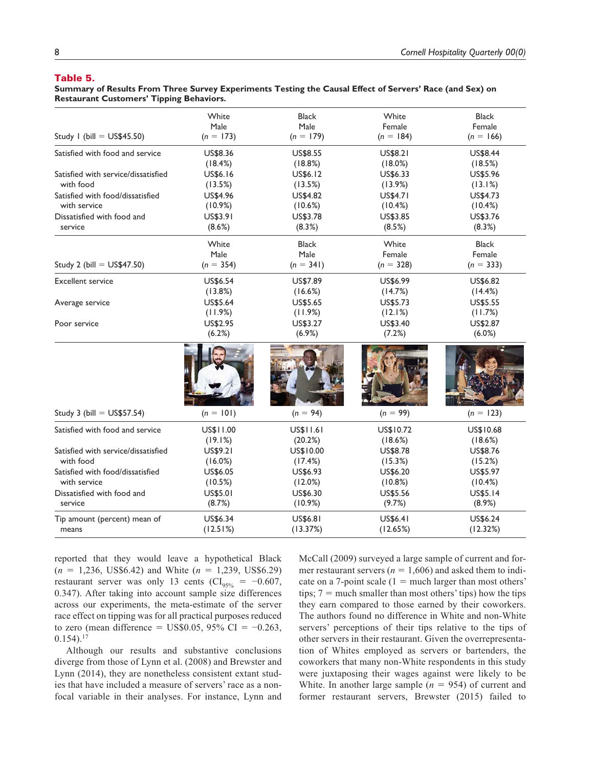**Table 5.**
**Summary of Results From Three Survey Experiments Testing the Causal Effect of Servers' Race (and Sex) on Restaurant Customers' Tipping Behaviors.**

| Study 1 (bill = US$45.50) | White Male ($n$ = 173) | Black Male ($n$ = 179) | White Female ($n$ = 184) | Black Female ($n$ = 166) |
|---|---|---|---|---|
| Satisfied with food and service | US$8.36 (18.4%) | US$8.55 (18.8%) | US$8.21 (18.0%) | US$8.44 (18.5%) |
| Satisfied with service/dissatisfied with food | US$6.16 (13.5%) | US$6.12 (13.5%) | US$6.33 (13.9%) | US$5.96 (13.1%) |
| Satisfied with food/dissatisfied with service | US$4.96 (10.9%) | US$4.82 (10.6%) | US$4.71 (10.4%) | US$4.73 (10.4%) |
| Dissatisfied with food and service | US$3.91 (8.6%) | US$3.78 (8.3%) | US$3.85 (8.5%) | US$3.76 (8.3%) |
| **Study 2 (bill = US$47.50)** | **White Male ($n$ = 354)** | **Black Male ($n$ = 341)** | **White Female ($n$ = 328)** | **Black Female ($n$ = 333)** |
| Excellent service | US$6.54 (13.8%) | US$7.89 (16.6%) | US$6.99 (14.7%) | US$6.82 (14.4%) |
| Average service | US$5.64 (11.9%) | US$5.65 (11.9%) | US$5.73 (12.1%) | US$5.55 (11.7%) |
| Poor service | US$2.95 (6.2%) | US$3.27 (6.9%) | US$3.40 (7.2%) | US$2.87 (6.0%) |
| **Study 3 (bill = US$57.54)** | **($n$ = 101)** | **($n$ = 94)** | **($n$ = 99)** | **($n$ = 123)** |
| Satisfied with food and service | US$11.00 (19.1%) | US$11.61 (20.2%) | US$10.72 (18.6%) | US$10.68 (18.6%) |
| Satisfied with service/dissatisfied with food | US$9.21 (16.0%) | US$10.00 (17.4%) | US$8.78 (15.3%) | US$8.76 (15.2%) |
| Satisfied with food/dissatisfied with service | US$6.05 (10.5%) | US$6.93 (12.0%) | US$6.20 (10.8%) | US$5.97 (10.4%) |
| Dissatisfied with food and service | US$5.01 (8.7%) | US$6.30 (10.9%) | US$5.56 (9.7%) | US$5.14 (8.9%) |
| Tip amount (percent) mean of means | US$6.34 (12.51%) | US$6.81 (13.37%) | US$6.41 (12.65%) | US$6.24 (12.32%) |

reported that they would leave a hypothetical Black ($n$ = 1,236, US$6.42) and White ($n$ = 1,239, US$6.29) restaurant server was only 13 cents ($CI_{95\%}$ = −0.607, 0.347). After taking into account sample size differences across our experiments, the meta-estimate of the server race effect on tipping was for all practical purposes reduced to zero (mean difference = US$0.05, 95% CI = −0.263, 0.154).[17]

Although our results and substantive conclusions diverge from those of Lynn et al. (2008) and Brewster and Lynn (2014), they are nonetheless consistent extant studies that have included a measure of servers' race as a nonfocal variable in their analyses. For instance, Lynn and McCall (2009) surveyed a large sample of current and former restaurant servers ($n$ = 1,606) and asked them to indicate on a 7-point scale (1 = much larger than most others' tips; 7 = much smaller than most others' tips) how the tips they earn compared to those earned by their coworkers. The authors found no difference in White and non-White servers' perceptions of their tips relative to the tips of other servers in their restaurant. Given the overrepresentation of Whites employed as servers or bartenders, the coworkers that many non-White respondents in this study were juxtaposing their wages against were likely to be White. In another large sample ($n$ = 954) of current and former restaurant servers, Brewster (2015) failed to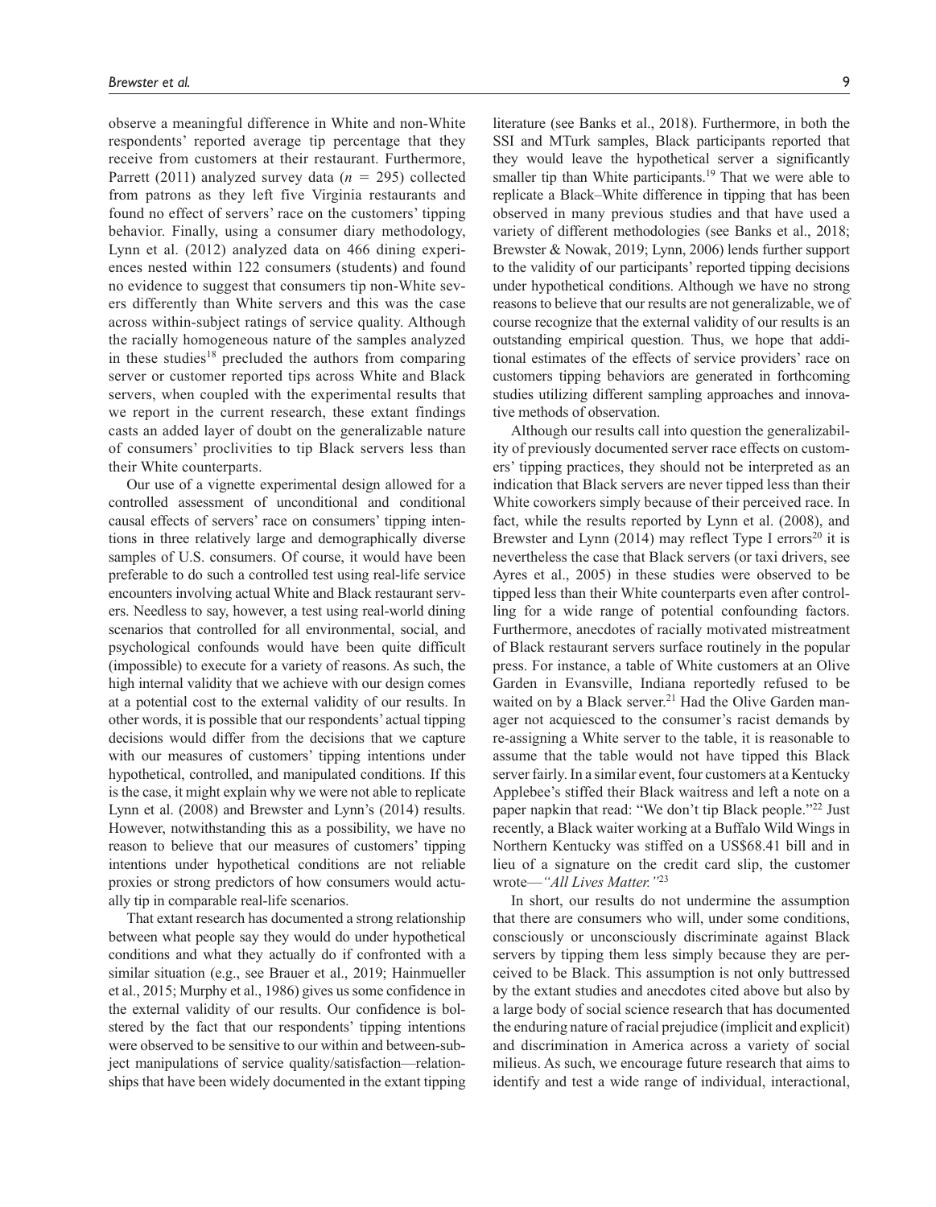observe a meaningful difference in White and non-White respondents' reported average tip percentage that they receive from customers at their restaurant. Furthermore, Parrett (2011) analyzed survey data ($n$ = 295) collected from patrons as they left five Virginia restaurants and found no effect of servers' race on the customers' tipping behavior. Finally, using a consumer diary methodology, Lynn et al. (2012) analyzed data on 466 dining experiences nested within 122 consumers (students) and found no evidence to suggest that consumers tip non-White severs differently than White servers and this was the case across within-subject ratings of service quality. Although the racially homogeneous nature of the samples analyzed in these studies[18] precluded the authors from comparing server or customer reported tips across White and Black servers, when coupled with the experimental results that we report in the current research, these extant findings casts an added layer of doubt on the generalizable nature of consumers' proclivities to tip Black servers less than their White counterparts.

Our use of a vignette experimental design allowed for a controlled assessment of unconditional and conditional causal effects of servers' race on consumers' tipping intentions in three relatively large and demographically diverse samples of U.S. consumers. Of course, it would have been preferable to do such a controlled test using real-life service encounters involving actual White and Black restaurant servers. Needless to say, however, a test using real-world dining scenarios that controlled for all environmental, social, and psychological confounds would have been quite difficult (impossible) to execute for a variety of reasons. As such, the high internal validity that we achieve with our design comes at a potential cost to the external validity of our results. In other words, it is possible that our respondents' actual tipping decisions would differ from the decisions that we capture with our measures of customers' tipping intentions under hypothetical, controlled, and manipulated conditions. If this is the case, it might explain why we were not able to replicate Lynn et al. (2008) and Brewster and Lynn's (2014) results. However, notwithstanding this as a possibility, we have no reason to believe that our measures of customers' tipping intentions under hypothetical conditions are not reliable proxies or strong predictors of how consumers would actually tip in comparable real-life scenarios.

That extant research has documented a strong relationship between what people say they would do under hypothetical conditions and what they actually do if confronted with a similar situation (e.g., see Brauer et al., 2019; Hainmueller et al., 2015; Murphy et al., 1986) gives us some confidence in the external validity of our results. Our confidence is bolstered by the fact that our respondents' tipping intentions were observed to be sensitive to our within and between-subject manipulations of service quality/satisfaction—relationships that have been widely documented in the extant tipping literature (see Banks et al., 2018). Furthermore, in both the SSI and MTurk samples, Black participants reported that they would leave the hypothetical server a significantly smaller tip than White participants.[19] That we were able to replicate a Black–White difference in tipping that has been observed in many previous studies and that have used a variety of different methodologies (see Banks et al., 2018; Brewster & Nowak, 2019; Lynn, 2006) lends further support to the validity of our participants' reported tipping decisions under hypothetical conditions. Although we have no strong reasons to believe that our results are not generalizable, we of course recognize that the external validity of our results is an outstanding empirical question. Thus, we hope that additional estimates of the effects of service providers' race on customers tipping behaviors are generated in forthcoming studies utilizing different sampling approaches and innovative methods of observation.

Although our results call into question the generalizability of previously documented server race effects on customers' tipping practices, they should not be interpreted as an indication that Black servers are never tipped less than their White coworkers simply because of their perceived race. In fact, while the results reported by Lynn et al. (2008), and Brewster and Lynn (2014) may reflect Type I errors[20] it is nevertheless the case that Black servers (or taxi drivers, see Ayres et al., 2005) in these studies were observed to be tipped less than their White counterparts even after controlling for a wide range of potential confounding factors. Furthermore, anecdotes of racially motivated mistreatment of Black restaurant servers surface routinely in the popular press. For instance, a table of White customers at an Olive Garden in Evansville, Indiana reportedly refused to be waited on by a Black server.[21] Had the Olive Garden manager not acquiesced to the consumer's racist demands by re-assigning a White server to the table, it is reasonable to assume that the table would not have tipped this Black server fairly. In a similar event, four customers at a Kentucky Applebee's stiffed their Black waitress and left a note on a paper napkin that read: "We don't tip Black people."[22] Just recently, a Black waiter working at a Buffalo Wild Wings in Northern Kentucky was stiffed on a US$68.41 bill and in lieu of a signature on the credit card slip, the customer wrote—*"All Lives Matter."*[23]

In short, our results do not undermine the assumption that there are consumers who will, under some conditions, consciously or unconsciously discriminate against Black servers by tipping them less simply because they are perceived to be Black. This assumption is not only buttressed by the extant studies and anecdotes cited above but also by a large body of social science research that has documented the enduring nature of racial prejudice (implicit and explicit) and discrimination in America across a variety of social milieus. As such, we encourage future research that aims to identify and test a wide range of individual, interactional,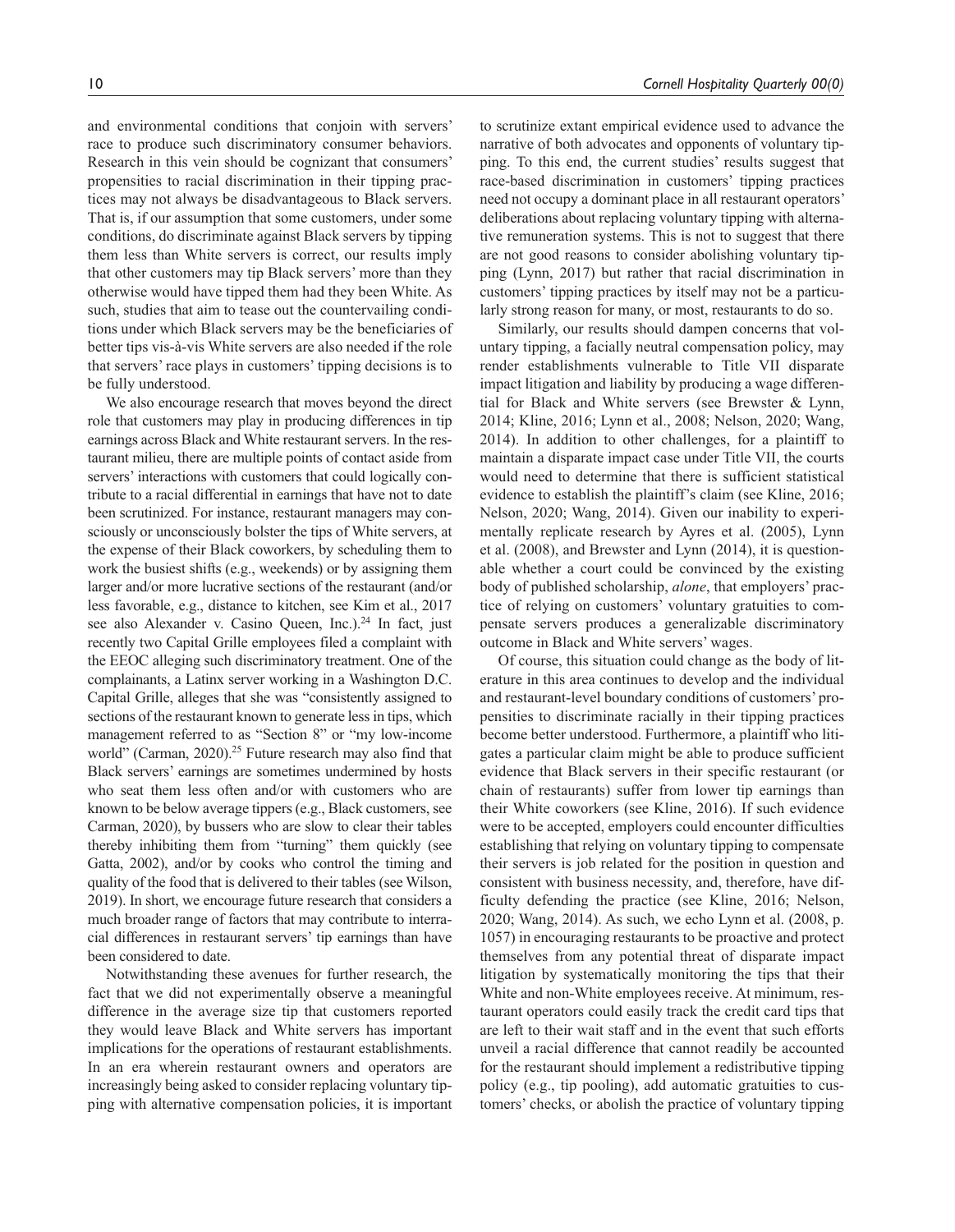and environmental conditions that conjoin with servers' race to produce such discriminatory consumer behaviors. Research in this vein should be cognizant that consumers' propensities to racial discrimination in their tipping practices may not always be disadvantageous to Black servers. That is, if our assumption that some customers, under some conditions, do discriminate against Black servers by tipping them less than White servers is correct, our results imply that other customers may tip Black servers' more than they otherwise would have tipped them had they been White. As such, studies that aim to tease out the countervailing conditions under which Black servers may be the beneficiaries of better tips vis-à-vis White servers are also needed if the role that servers' race plays in customers' tipping decisions is to be fully understood.

We also encourage research that moves beyond the direct role that customers may play in producing differences in tip earnings across Black and White restaurant servers. In the restaurant milieu, there are multiple points of contact aside from servers' interactions with customers that could logically contribute to a racial differential in earnings that have not to date been scrutinized. For instance, restaurant managers may consciously or unconsciously bolster the tips of White servers, at the expense of their Black coworkers, by scheduling them to work the busiest shifts (e.g., weekends) or by assigning them larger and/or more lucrative sections of the restaurant (and/or less favorable, e.g., distance to kitchen, see Kim et al., 2017 see also Alexander v. Casino Queen, Inc.).[24] In fact, just recently two Capital Grille employees filed a complaint with the EEOC alleging such discriminatory treatment. One of the complainants, a Latinx server working in a Washington D.C. Capital Grille, alleges that she was "consistently assigned to sections of the restaurant known to generate less in tips, which management referred to as "Section 8" or "my low-income world" (Carman, 2020).[25] Future research may also find that Black servers' earnings are sometimes undermined by hosts who seat them less often and/or with customers who are known to be below average tippers (e.g., Black customers, see Carman, 2020), by bussers who are slow to clear their tables thereby inhibiting them from "turning" them quickly (see Gatta, 2002), and/or by cooks who control the timing and quality of the food that is delivered to their tables (see Wilson, 2019). In short, we encourage future research that considers a much broader range of factors that may contribute to interracial differences in restaurant servers' tip earnings than have been considered to date.

Notwithstanding these avenues for further research, the fact that we did not experimentally observe a meaningful difference in the average size tip that customers reported they would leave Black and White servers has important implications for the operations of restaurant establishments. In an era wherein restaurant owners and operators are increasingly being asked to consider replacing voluntary tipping with alternative compensation policies, it is important to scrutinize extant empirical evidence used to advance the narrative of both advocates and opponents of voluntary tipping. To this end, the current studies' results suggest that race-based discrimination in customers' tipping practices need not occupy a dominant place in all restaurant operators' deliberations about replacing voluntary tipping with alternative remuneration systems. This is not to suggest that there are not good reasons to consider abolishing voluntary tipping (Lynn, 2017) but rather that racial discrimination in customers' tipping practices by itself may not be a particularly strong reason for many, or most, restaurants to do so.

Similarly, our results should dampen concerns that voluntary tipping, a facially neutral compensation policy, may render establishments vulnerable to Title VII disparate impact litigation and liability by producing a wage differential for Black and White servers (see Brewster & Lynn, 2014; Kline, 2016; Lynn et al., 2008; Nelson, 2020; Wang, 2014). In addition to other challenges, for a plaintiff to maintain a disparate impact case under Title VII, the courts would need to determine that there is sufficient statistical evidence to establish the plaintiff's claim (see Kline, 2016; Nelson, 2020; Wang, 2014). Given our inability to experimentally replicate research by Ayres et al. (2005), Lynn et al. (2008), and Brewster and Lynn (2014), it is questionable whether a court could be convinced by the existing body of published scholarship, *alone*, that employers' practice of relying on customers' voluntary gratuities to compensate servers produces a generalizable discriminatory outcome in Black and White servers' wages.

Of course, this situation could change as the body of literature in this area continues to develop and the individual and restaurant-level boundary conditions of customers' propensities to discriminate racially in their tipping practices become better understood. Furthermore, a plaintiff who litigates a particular claim might be able to produce sufficient evidence that Black servers in their specific restaurant (or chain of restaurants) suffer from lower tip earnings than their White coworkers (see Kline, 2016). If such evidence were to be accepted, employers could encounter difficulties establishing that relying on voluntary tipping to compensate their servers is job related for the position in question and consistent with business necessity, and, therefore, have difficulty defending the practice (see Kline, 2016; Nelson, 2020; Wang, 2014). As such, we echo Lynn et al. (2008, p. 1057) in encouraging restaurants to be proactive and protect themselves from any potential threat of disparate impact litigation by systematically monitoring the tips that their White and non-White employees receive. At minimum, restaurant operators could easily track the credit card tips that are left to their wait staff and in the event that such efforts unveil a racial difference that cannot readily be accounted for the restaurant should implement a redistributive tipping policy (e.g., tip pooling), add automatic gratuities to customers' checks, or abolish the practice of voluntary tipping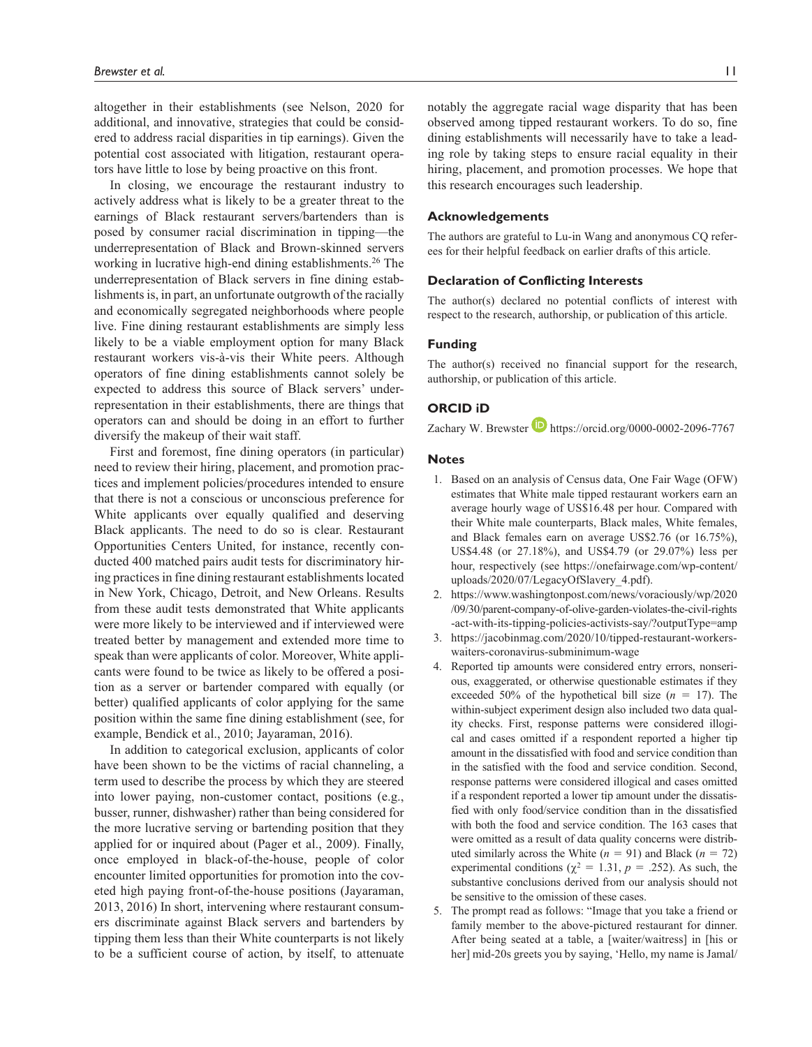altogether in their establishments (see Nelson, 2020 for additional, and innovative, strategies that could be considered to address racial disparities in tip earnings). Given the potential cost associated with litigation, restaurant operators have little to lose by being proactive on this front.

In closing, we encourage the restaurant industry to actively address what is likely to be a greater threat to the earnings of Black restaurant servers/bartenders than is posed by consumer racial discrimination in tipping—the underrepresentation of Black and Brown-skinned servers working in lucrative high-end dining establishments.[26] The underrepresentation of Black servers in fine dining establishments is, in part, an unfortunate outgrowth of the racially and economically segregated neighborhoods where people live. Fine dining restaurant establishments are simply less likely to be a viable employment option for many Black restaurant workers vis-à-vis their White peers. Although operators of fine dining establishments cannot solely be expected to address this source of Black servers' underrepresentation in their establishments, there are things that operators can and should be doing in an effort to further diversify the makeup of their wait staff.

First and foremost, fine dining operators (in particular) need to review their hiring, placement, and promotion practices and implement policies/procedures intended to ensure that there is not a conscious or unconscious preference for White applicants over equally qualified and deserving Black applicants. The need to do so is clear. Restaurant Opportunities Centers United, for instance, recently conducted 400 matched pairs audit tests for discriminatory hiring practices in fine dining restaurant establishments located in New York, Chicago, Detroit, and New Orleans. Results from these audit tests demonstrated that White applicants were more likely to be interviewed and if interviewed were treated better by management and extended more time to speak than were applicants of color. Moreover, White applicants were found to be twice as likely to be offered a position as a server or bartender compared with equally (or better) qualified applicants of color applying for the same position within the same fine dining establishment (see, for example, Bendick et al., 2010; Jayaraman, 2016).

In addition to categorical exclusion, applicants of color have been shown to be the victims of racial channeling, a term used to describe the process by which they are steered into lower paying, non-customer contact, positions (e.g., busser, runner, dishwasher) rather than being considered for the more lucrative serving or bartending position that they applied for or inquired about (Pager et al., 2009). Finally, once employed in black-of-the-house, people of color encounter limited opportunities for promotion into the coveted high paying front-of-the-house positions (Jayaraman, 2013, 2016) In short, intervening where restaurant consumers discriminate against Black servers and bartenders by tipping them less than their White counterparts is not likely to be a sufficient course of action, by itself, to attenuate notably the aggregate racial wage disparity that has been observed among tipped restaurant workers. To do so, fine dining establishments will necessarily have to take a leading role by taking steps to ensure racial equality in their hiring, placement, and promotion processes. We hope that this research encourages such leadership.

## Acknowledgements

The authors are grateful to Lu-in Wang and anonymous CQ referees for their helpful feedback on earlier drafts of this article.

## Declaration of Conflicting Interests

The author(s) declared no potential conflicts of interest with respect to the research, authorship, or publication of this article.

## Funding

The author(s) received no financial support for the research, authorship, or publication of this article.

## ORCID iD

Zachary W. Brewster https://orcid.org/0000-0002-2096-7767

## Notes

1. Based on an analysis of Census data, One Fair Wage (OFW) estimates that White male tipped restaurant workers earn an average hourly wage of US$16.48 per hour. Compared with their White male counterparts, Black males, White females, and Black females earn on average US$2.76 (or 16.75%), US$4.48 (or 27.18%), and US$4.79 (or 29.07%) less per hour, respectively (see https://onefairwage.com/wp-content/uploads/2020/07/LegacyOfSlavery_4.pdf).
2. https://www.washingtonpost.com/news/voraciously/wp/2020/09/30/parent-company-of-olive-garden-violates-the-civil-rights-act-with-its-tipping-policies-activists-say/?outputType=amp
3. https://jacobinmag.com/2020/10/tipped-restaurant-workers-waiters-coronavirus-subminimum-wage
4. Reported tip amounts were considered entry errors, nonserious, exaggerated, or otherwise questionable estimates if they exceeded 50% of the hypothetical bill size ($n$ = 17). The within-subject experiment design also included two data quality checks. First, response patterns were considered illogical and cases omitted if a respondent reported a higher tip amount in the dissatisfied with food and service condition than in the satisfied with the food and service condition. Second, response patterns were considered illogical and cases omitted if a respondent reported a lower tip amount under the dissatisfied with only food/service condition than in the dissatisfied with both the food and service condition. The 163 cases that were omitted as a result of data quality concerns were distributed similarly across the White ($n$ = 91) and Black ($n$ = 72) experimental conditions ($\chi^2$ = 1.31, $p$ = .252). As such, the substantive conclusions derived from our analysis should not be sensitive to the omission of these cases.
5. The prompt read as follows: "Image that you take a friend or family member to the above-pictured restaurant for dinner. After being seated at a table, a [waiter/waitress] in [his or her] mid-20s greets you by saying, 'Hello, my name is Jamal/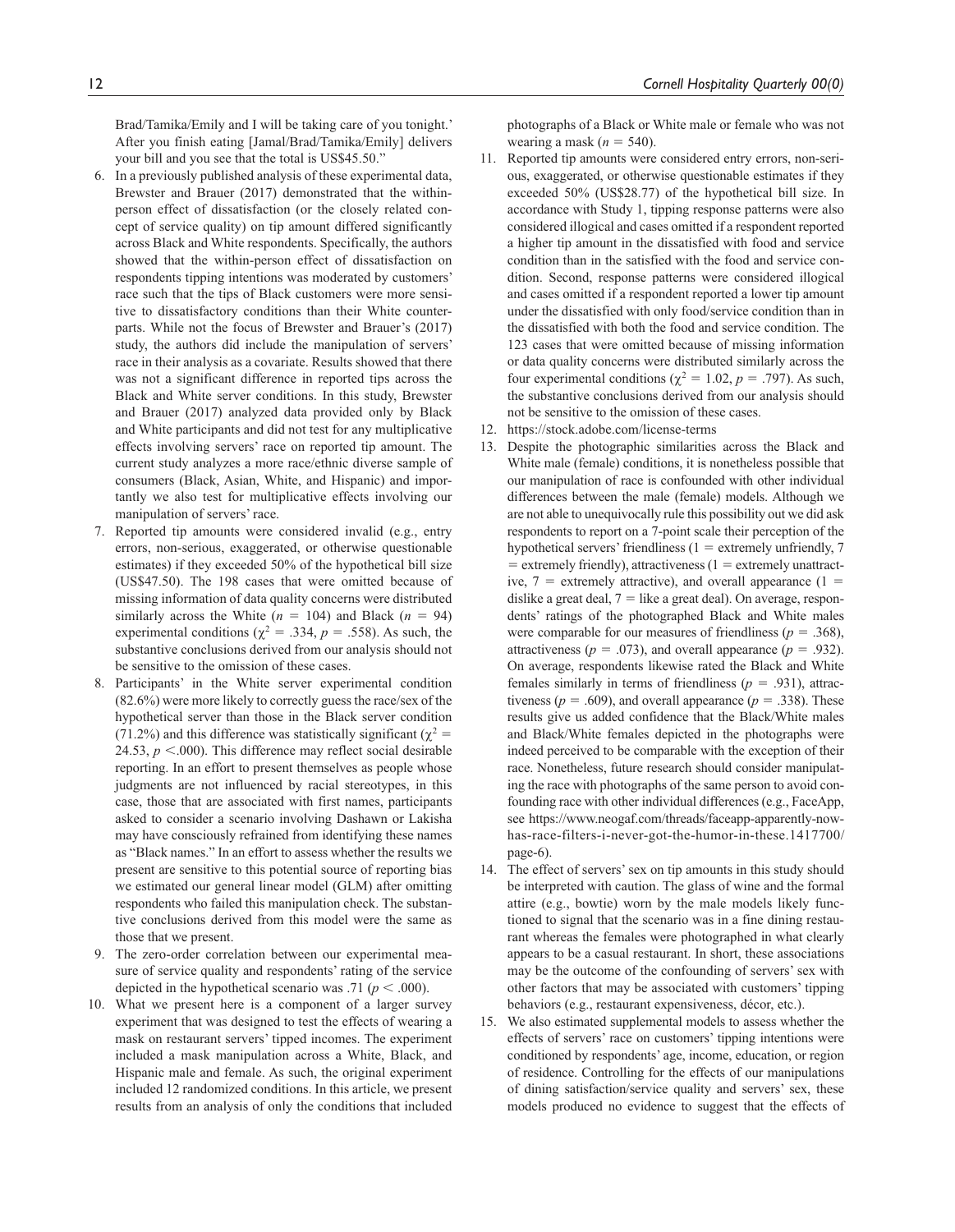Brad/Tamika/Emily and I will be taking care of you tonight.' After you finish eating [Jamal/Brad/Tamika/Emily] delivers your bill and you see that the total is US$45.50."

6. In a previously published analysis of these experimental data, Brewster and Brauer (2017) demonstrated that the within-person effect of dissatisfaction (or the closely related concept of service quality) on tip amount differed significantly across Black and White respondents. Specifically, the authors showed that the within-person effect of dissatisfaction on respondents tipping intentions was moderated by customers' race such that the tips of Black customers were more sensitive to dissatisfactory conditions than their White counterparts. While not the focus of Brewster and Brauer's (2017) study, the authors did include the manipulation of servers' race in their analysis as a covariate. Results showed that there was not a significant difference in reported tips across the Black and White server conditions. In this study, Brewster and Brauer (2017) analyzed data provided only by Black and White participants and did not test for any multiplicative effects involving servers' race on reported tip amount. The current study analyzes a more race/ethnic diverse sample of consumers (Black, Asian, White, and Hispanic) and importantly we also test for multiplicative effects involving our manipulation of servers' race.
7. Reported tip amounts were considered invalid (e.g., entry errors, non-serious, exaggerated, or otherwise questionable estimates) if they exceeded 50% of the hypothetical bill size (US$47.50). The 198 cases that were omitted because of missing information of data quality concerns were distributed similarly across the White ($n$ = 104) and Black ($n$ = 94) experimental conditions ($\chi^2$ = .334, $p$ = .558). As such, the substantive conclusions derived from our analysis should not be sensitive to the omission of these cases.
8. Participants' in the White server experimental condition (82.6%) were more likely to correctly guess the race/sex of the hypothetical server than those in the Black server condition (71.2%) and this difference was statistically significant ($\chi^2$ = 24.53, $p$ <.000). This difference may reflect social desirable reporting. In an effort to present themselves as people whose judgments are not influenced by racial stereotypes, in this case, those that are associated with first names, participants asked to consider a scenario involving Dashawn or Lakisha may have consciously refrained from identifying these names as "Black names." In an effort to assess whether the results we present are sensitive to this potential source of reporting bias we estimated our general linear model (GLM) after omitting respondents who failed this manipulation check. The substantive conclusions derived from this model were the same as those that we present.
9. The zero-order correlation between our experimental measure of service quality and respondents' rating of the service depicted in the hypothetical scenario was .71 ($p$ < .000).
10. What we present here is a component of a larger survey experiment that was designed to test the effects of wearing a mask on restaurant servers' tipped incomes. The experiment included a mask manipulation across a White, Black, and Hispanic male and female. As such, the original experiment included 12 randomized conditions. In this article, we present results from an analysis of only the conditions that included photographs of a Black or White male or female who was not wearing a mask ($n$ = 540).
11. Reported tip amounts were considered entry errors, non-serious, exaggerated, or otherwise questionable estimates if they exceeded 50% (US$28.77) of the hypothetical bill size. In accordance with Study 1, tipping response patterns were also considered illogical and cases omitted if a respondent reported a higher tip amount in the dissatisfied with food and service condition than in the satisfied with the food and service condition. Second, response patterns were considered illogical and cases omitted if a respondent reported a lower tip amount under the dissatisfied with only food/service condition than in the dissatisfied with both the food and service condition. The 123 cases that were omitted because of missing information or data quality concerns were distributed similarly across the four experimental conditions ($\chi^2$ = 1.02, $p$ = .797). As such, the substantive conclusions derived from our analysis should not be sensitive to the omission of these cases.
12. https://stock.adobe.com/license-terms
13. Despite the photographic similarities across the Black and White male (female) conditions, it is nonetheless possible that our manipulation of race is confounded with other individual differences between the male (female) models. Although we are not able to unequivocally rule this possibility out we did ask respondents to report on a 7-point scale their perception of the hypothetical servers' friendliness (1 = extremely unfriendly, 7 = extremely friendly), attractiveness (1 = extremely unattractive, 7 = extremely attractive), and overall appearance (1 = dislike a great deal, 7 = like a great deal). On average, respondents' ratings of the photographed Black and White males were comparable for our measures of friendliness ($p$ = .368), attractiveness ($p$ = .073), and overall appearance ($p$ = .932). On average, respondents likewise rated the Black and White females similarly in terms of friendliness ($p$ = .931), attractiveness ($p$ = .609), and overall appearance ($p$ = .338). These results give us added confidence that the Black/White males and Black/White females depicted in the photographs were indeed perceived to be comparable with the exception of their race. Nonetheless, future research should consider manipulating the race with photographs of the same person to avoid confounding race with other individual differences (e.g., FaceApp, see https://www.neogaf.com/threads/faceapp-apparently-now-has-race-filters-i-never-got-the-humor-in-these.1417700/page-6).
14. The effect of servers' sex on tip amounts in this study should be interpreted with caution. The glass of wine and the formal attire (e.g., bowtie) worn by the male models likely functioned to signal that the scenario was in a fine dining restaurant whereas the females were photographed in what clearly appears to be a casual restaurant. In short, these associations may be the outcome of the confounding of servers' sex with other factors that may be associated with customers' tipping behaviors (e.g., restaurant expensiveness, décor, etc.).
15. We also estimated supplemental models to assess whether the effects of servers' race on customers' tipping intentions were conditioned by respondents' age, income, education, or region of residence. Controlling for the effects of our manipulations of dining satisfaction/service quality and servers' sex, these models produced no evidence to suggest that the effects of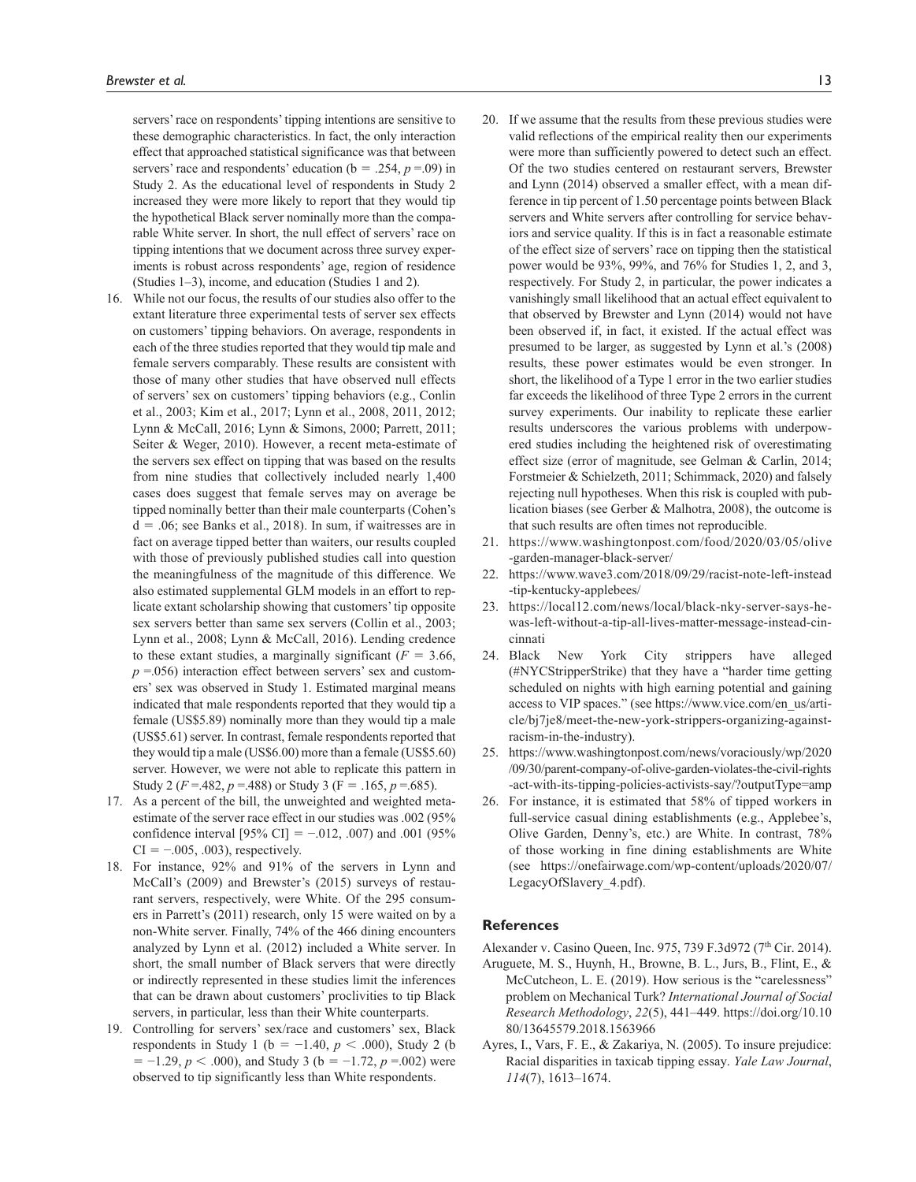servers' race on respondents' tipping intentions are sensitive to these demographic characteristics. In fact, the only interaction effect that approached statistical significance was that between servers' race and respondents' education (b = .254, $p$ =.09) in Study 2. As the educational level of respondents in Study 2 increased they were more likely to report that they would tip the hypothetical Black server nominally more than the comparable White server. In short, the null effect of servers' race on tipping intentions that we document across three survey experiments is robust across respondents' age, region of residence (Studies 1–3), income, and education (Studies 1 and 2).

16. While not our focus, the results of our studies also offer to the extant literature three experimental tests of server sex effects on customers' tipping behaviors. On average, respondents in each of the three studies reported that they would tip male and female servers comparably. These results are consistent with those of many other studies that have observed null effects of servers' sex on customers' tipping behaviors (e.g., Conlin et al., 2003; Kim et al., 2017; Lynn et al., 2008, 2011, 2012; Lynn & McCall, 2016; Lynn & Simons, 2000; Parrett, 2011; Seiter & Weger, 2010). However, a recent meta-estimate of the servers sex effect on tipping that was based on the results from nine studies that collectively included nearly 1,400 cases does suggest that female serves may on average be tipped nominally better than their male counterparts (Cohen's d = .06; see Banks et al., 2018). In sum, if waitresses are in fact on average tipped better than waiters, our results coupled with those of previously published studies call into question the meaningfulness of the magnitude of this difference. We also estimated supplemental GLM models in an effort to replicate extant scholarship showing that customers' tip opposite sex servers better than same sex servers (Collin et al., 2003; Lynn et al., 2008; Lynn & McCall, 2016). Lending credence to these extant studies, a marginally significant ($F$ = 3.66, $p$ =.056) interaction effect between servers' sex and customers' sex was observed in Study 1. Estimated marginal means indicated that male respondents reported that they would tip a female (US$5.89) nominally more than they would tip a male (US$5.61) server. In contrast, female respondents reported that they would tip a male (US$6.00) more than a female (US$5.60) server. However, we were not able to replicate this pattern in Study 2 ($F$ =.482, $p$ =.488) or Study 3 (F = .165, $p$ =.685).
17. As a percent of the bill, the unweighted and weighted meta-estimate of the server race effect in our studies was .002 (95% confidence interval [95% CI] = −.012, .007) and .001 (95% CI = −.005, .003), respectively.
18. For instance, 92% and 91% of the servers in Lynn and McCall's (2009) and Brewster's (2015) surveys of restaurant servers, respectively, were White. Of the 295 consumers in Parrett's (2011) research, only 15 were waited on by a non-White server. Finally, 74% of the 466 dining encounters analyzed by Lynn et al. (2012) included a White server. In short, the small number of Black servers that were directly or indirectly represented in these studies limit the inferences that can be drawn about customers' proclivities to tip Black servers, in particular, less than their White counterparts.
19. Controlling for servers' sex/race and customers' sex, Black respondents in Study 1 (b = −1.40, $p$ < .000), Study 2 (b = −1.29, $p$ < .000), and Study 3 (b = −1.72, $p$ =.002) were observed to tip significantly less than White respondents.
20. If we assume that the results from these previous studies were valid reflections of the empirical reality then our experiments were more than sufficiently powered to detect such an effect. Of the two studies centered on restaurant servers, Brewster and Lynn (2014) observed a smaller effect, with a mean difference in tip percent of 1.50 percentage points between Black servers and White servers after controlling for service behaviors and service quality. If this is in fact a reasonable estimate of the effect size of servers' race on tipping then the statistical power would be 93%, 99%, and 76% for Studies 1, 2, and 3, respectively. For Study 2, in particular, the power indicates a vanishingly small likelihood that an actual effect equivalent to that observed by Brewster and Lynn (2014) would not have been observed if, in fact, it existed. If the actual effect was presumed to be larger, as suggested by Lynn et al.'s (2008) results, these power estimates would be even stronger. In short, the likelihood of a Type 1 error in the two earlier studies far exceeds the likelihood of three Type 2 errors in the current survey experiments. Our inability to replicate these earlier results underscores the various problems with underpowered studies including the heightened risk of overestimating effect size (error of magnitude, see Gelman & Carlin, 2014; Forstmeier & Schielzeth, 2011; Schimmack, 2020) and falsely rejecting null hypotheses. When this risk is coupled with publication biases (see Gerber & Malhotra, 2008), the outcome is that such results are often times not reproducible.
21. https://www.washingtonpost.com/food/2020/03/05/olive-garden-manager-black-server/
22. https://www.wave3.com/2018/09/29/racist-note-left-instead-tip-kentucky-applebees/
23. https://local12.com/news/local/black-nky-server-says-he-was-left-without-a-tip-all-lives-matter-message-instead-cincinnati
24. Black New York City strippers have alleged (#NYCStripperStrike) that they have a "harder time getting scheduled on nights with high earning potential and gaining access to VIP spaces." (see https://www.vice.com/en_us/article/bj7je8/meet-the-new-york-strippers-organizing-against-racism-in-the-industry).
25. https://www.washingtonpost.com/news/voraciously/wp/2020/09/30/parent-company-of-olive-garden-violates-the-civil-rights-act-with-its-tipping-policies-activists-say/?outputType=amp
26. For instance, it is estimated that 58% of tipped workers in full-service casual dining establishments (e.g., Applebee's, Olive Garden, Denny's, etc.) are White. In contrast, 78% of those working in fine dining establishments are White (see https://onefairwage.com/wp-content/uploads/2020/07/LegacyOfSlavery_4.pdf).

## References

Alexander v. Casino Queen, Inc. 975, 739 F.3d972 (7th Cir. 2014).

Aruguete, M. S., Huynh, H., Browne, B. L., Jurs, B., Flint, E., & McCutcheon, L. E. (2019). How serious is the "carelessness" problem on Mechanical Turk? *International Journal of Social Research Methodology*, *22*(5), 441–449. https://doi.org/10.1080/13645579.2018.1563966

Ayres, I., Vars, F. E., & Zakariya, N. (2005). To insure prejudice: Racial disparities in taxicab tipping essay. *Yale Law Journal*, *114*(7), 1613–1674.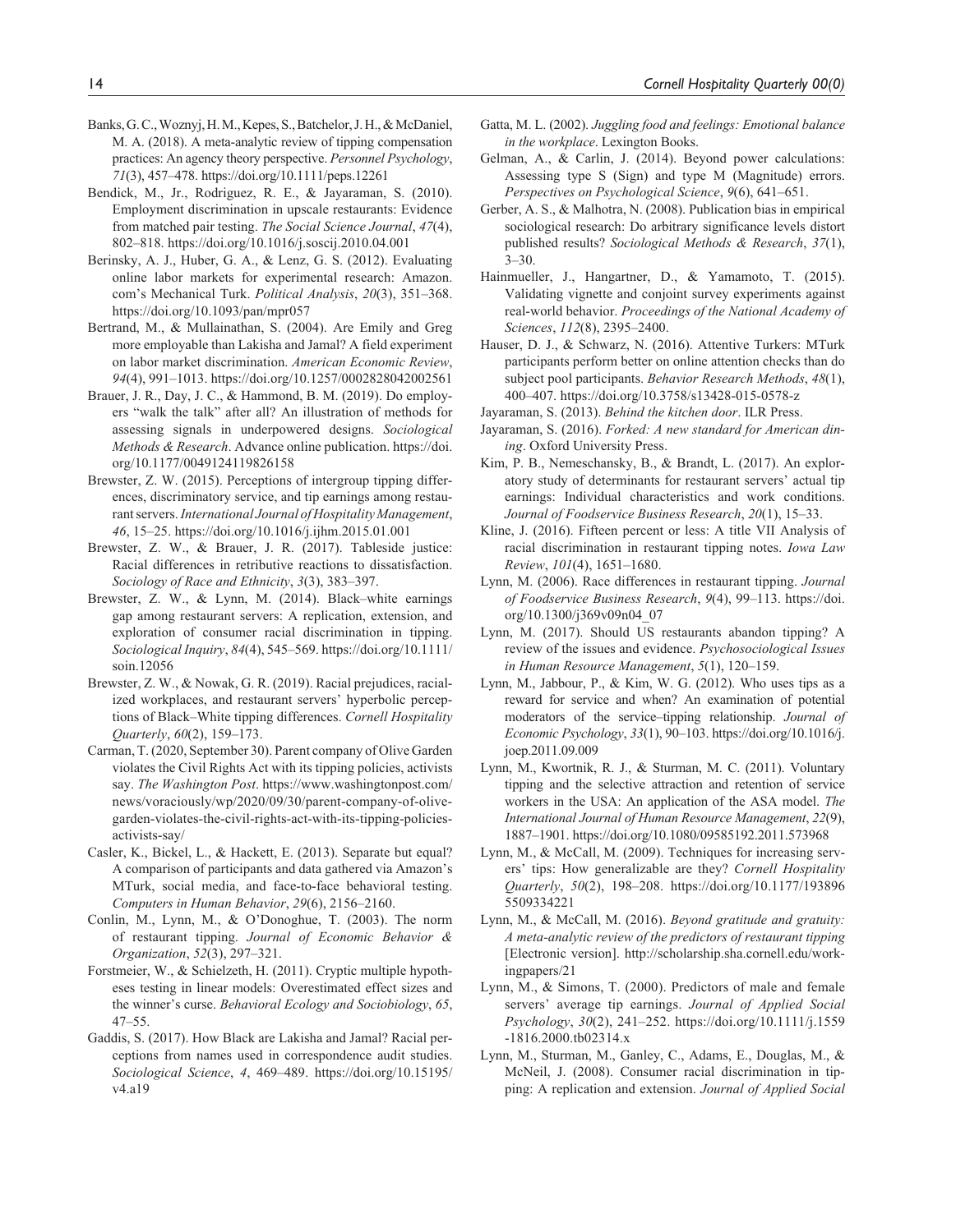Banks, G. C., Woznyj, H. M., Kepes, S., Batchelor, J. H., & McDaniel, M. A. (2018). A meta-analytic review of tipping compensation practices: An agency theory perspective. *Personnel Psychology*, *71*(3), 457–478. https://doi.org/10.1111/peps.12261

Bendick, M., Jr., Rodriguez, R. E., & Jayaraman, S. (2010). Employment discrimination in upscale restaurants: Evidence from matched pair testing. *The Social Science Journal*, *47*(4), 802–818. https://doi.org/10.1016/j.soscij.2010.04.001

Berinsky, A. J., Huber, G. A., & Lenz, G. S. (2012). Evaluating online labor markets for experimental research: Amazon.com's Mechanical Turk. *Political Analysis*, *20*(3), 351–368. https://doi.org/10.1093/pan/mpr057

Bertrand, M., & Mullainathan, S. (2004). Are Emily and Greg more employable than Lakisha and Jamal? A field experiment on labor market discrimination. *American Economic Review*, *94*(4), 991–1013. https://doi.org/10.1257/0002828042002561

Brauer, J. R., Day, J. C., & Hammond, B. M. (2019). Do employers "walk the talk" after all? An illustration of methods for assessing signals in underpowered designs. *Sociological Methods & Research*. Advance online publication. https://doi.org/10.1177/0049124119826158

Brewster, Z. W. (2015). Perceptions of intergroup tipping differences, discriminatory service, and tip earnings among restaurant servers. *International Journal of Hospitality Management*, *46*, 15–25. https://doi.org/10.1016/j.ijhm.2015.01.001

Brewster, Z. W., & Brauer, J. R. (2017). Tableside justice: Racial differences in retributive reactions to dissatisfaction. *Sociology of Race and Ethnicity*, *3*(3), 383–397.

Brewster, Z. W., & Lynn, M. (2014). Black–white earnings gap among restaurant servers: A replication, extension, and exploration of consumer racial discrimination in tipping. *Sociological Inquiry*, *84*(4), 545–569. https://doi.org/10.1111/soin.12056

Brewster, Z. W., & Nowak, G. R. (2019). Racial prejudices, racialized workplaces, and restaurant servers' hyperbolic perceptions of Black–White tipping differences. *Cornell Hospitality Quarterly*, *60*(2), 159–173.

Carman, T. (2020, September 30). Parent company of Olive Garden violates the Civil Rights Act with its tipping policies, activists say. *The Washington Post*. https://www.washingtonpost.com/news/voraciously/wp/2020/09/30/parent-company-of-olive-garden-violates-the-civil-rights-act-with-its-tipping-policies-activists-say/

Casler, K., Bickel, L., & Hackett, E. (2013). Separate but equal? A comparison of participants and data gathered via Amazon's MTurk, social media, and face-to-face behavioral testing. *Computers in Human Behavior*, *29*(6), 2156–2160.

Conlin, M., Lynn, M., & O'Donoghue, T. (2003). The norm of restaurant tipping. *Journal of Economic Behavior & Organization*, *52*(3), 297–321.

Forstmeier, W., & Schielzeth, H. (2011). Cryptic multiple hypotheses testing in linear models: Overestimated effect sizes and the winner's curse. *Behavioral Ecology and Sociobiology*, *65*, 47–55.

Gaddis, S. (2017). How Black are Lakisha and Jamal? Racial perceptions from names used in correspondence audit studies. *Sociological Science*, *4*, 469–489. https://doi.org/10.15195/v4.a19

Gatta, M. L. (2002). *Juggling food and feelings: Emotional balance in the workplace*. Lexington Books.

Gelman, A., & Carlin, J. (2014). Beyond power calculations: Assessing type S (Sign) and type M (Magnitude) errors. *Perspectives on Psychological Science*, *9*(6), 641–651.

Gerber, A. S., & Malhotra, N. (2008). Publication bias in empirical sociological research: Do arbitrary significance levels distort published results? *Sociological Methods & Research*, *37*(1), 3–30.

Hainmueller, J., Hangartner, D., & Yamamoto, T. (2015). Validating vignette and conjoint survey experiments against real-world behavior. *Proceedings of the National Academy of Sciences*, *112*(8), 2395–2400.

Hauser, D. J., & Schwarz, N. (2016). Attentive Turkers: MTurk participants perform better on online attention checks than do subject pool participants. *Behavior Research Methods*, *48*(1), 400–407. https://doi.org/10.3758/s13428-015-0578-z

Jayaraman, S. (2013). *Behind the kitchen door*. ILR Press.

Jayaraman, S. (2016). *Forked: A new standard for American dining*. Oxford University Press.

Kim, P. B., Nemeschansky, B., & Brandt, L. (2017). An exploratory study of determinants for restaurant servers' actual tip earnings: Individual characteristics and work conditions. *Journal of Foodservice Business Research*, *20*(1), 15–33.

Kline, J. (2016). Fifteen percent or less: A title VII Analysis of racial discrimination in restaurant tipping notes. *Iowa Law Review*, *101*(4), 1651–1680.

Lynn, M. (2006). Race differences in restaurant tipping. *Journal of Foodservice Business Research*, *9*(4), 99–113. https://doi.org/10.1300/j369v09n04_07

Lynn, M. (2017). Should US restaurants abandon tipping? A review of the issues and evidence. *Psychosociological Issues in Human Resource Management*, *5*(1), 120–159.

Lynn, M., Jabbour, P., & Kim, W. G. (2012). Who uses tips as a reward for service and when? An examination of potential moderators of the service–tipping relationship. *Journal of Economic Psychology*, *33*(1), 90–103. https://doi.org/10.1016/j.joep.2011.09.009

Lynn, M., Kwortnik, R. J., & Sturman, M. C. (2011). Voluntary tipping and the selective attraction and retention of service workers in the USA: An application of the ASA model. *The International Journal of Human Resource Management*, *22*(9), 1887–1901. https://doi.org/10.1080/09585192.2011.573968

Lynn, M., & McCall, M. (2009). Techniques for increasing servers' tips: How generalizable are they? *Cornell Hospitality Quarterly*, *50*(2), 198–208. https://doi.org/10.1177/1938965509334221

Lynn, M., & McCall, M. (2016). *Beyond gratitude and gratuity: A meta-analytic review of the predictors of restaurant tipping* [Electronic version]. http://scholarship.sha.cornell.edu/workingpapers/21

Lynn, M., & Simons, T. (2000). Predictors of male and female servers' average tip earnings. *Journal of Applied Social Psychology*, *30*(2), 241–252. https://doi.org/10.1111/j.1559-1816.2000.tb02314.x

Lynn, M., Sturman, M., Ganley, C., Adams, E., Douglas, M., & McNeil, J. (2008). Consumer racial discrimination in tipping: A replication and extension. *Journal of Applied Social*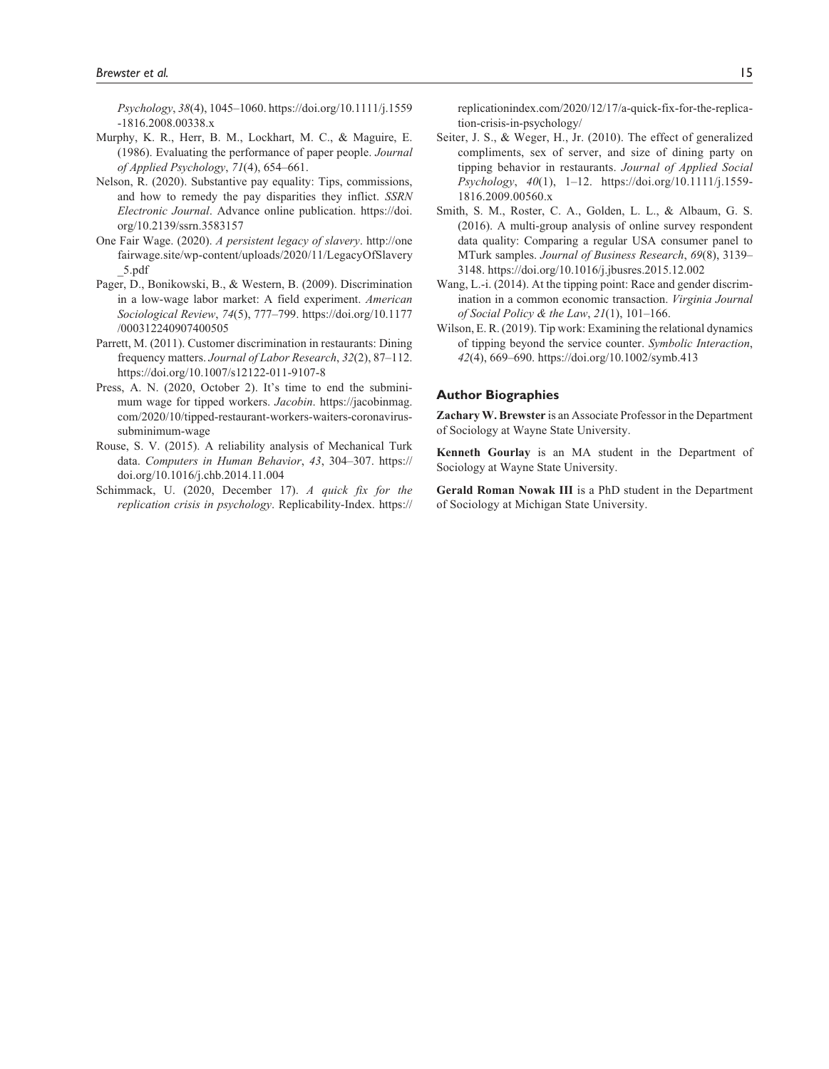*Psychology*, *38*(4), 1045–1060. https://doi.org/10.1111/j.1559-1816.2008.00338.x

Murphy, K. R., Herr, B. M., Lockhart, M. C., & Maguire, E. (1986). Evaluating the performance of paper people. *Journal of Applied Psychology*, *71*(4), 654–661.

Nelson, R. (2020). Substantive pay equality: Tips, commissions, and how to remedy the pay disparities they inflict. *SSRN Electronic Journal*. Advance online publication. https://doi.org/10.2139/ssrn.3583157

One Fair Wage. (2020). *A persistent legacy of slavery*. http://onefairwage.site/wp-content/uploads/2020/11/LegacyOfSlavery_5.pdf

Pager, D., Bonikowski, B., & Western, B. (2009). Discrimination in a low-wage labor market: A field experiment. *American Sociological Review*, *74*(5), 777–799. https://doi.org/10.1177/000312240907400505

Parrett, M. (2011). Customer discrimination in restaurants: Dining frequency matters. *Journal of Labor Research*, *32*(2), 87–112. https://doi.org/10.1007/s12122-011-9107-8

Press, A. N. (2020, October 2). It's time to end the subminimum wage for tipped workers. *Jacobin*. https://jacobinmag.com/2020/10/tipped-restaurant-workers-waiters-coronavirus-subminimum-wage

Rouse, S. V. (2015). A reliability analysis of Mechanical Turk data. *Computers in Human Behavior*, *43*, 304–307. https://doi.org/10.1016/j.chb.2014.11.004

Schimmack, U. (2020, December 17). *A quick fix for the replication crisis in psychology*. Replicability-Index. https://replicationindex.com/2020/12/17/a-quick-fix-for-the-replication-crisis-in-psychology/

Seiter, J. S., & Weger, H., Jr. (2010). The effect of generalized compliments, sex of server, and size of dining party on tipping behavior in restaurants. *Journal of Applied Social Psychology*, *40*(1), 1–12. https://doi.org/10.1111/j.1559-1816.2009.00560.x

Smith, S. M., Roster, C. A., Golden, L. L., & Albaum, G. S. (2016). A multi-group analysis of online survey respondent data quality: Comparing a regular USA consumer panel to MTurk samples. *Journal of Business Research*, *69*(8), 3139–3148. https://doi.org/10.1016/j.jbusres.2015.12.002

Wang, L.-i. (2014). At the tipping point: Race and gender discrimination in a common economic transaction. *Virginia Journal of Social Policy & the Law*, *21*(1), 101–166.

Wilson, E. R. (2019). Tip work: Examining the relational dynamics of tipping beyond the service counter. *Symbolic Interaction*, *42*(4), 669–690. https://doi.org/10.1002/symb.413

## Author Biographies

**Zachary W. Brewster** is an Associate Professor in the Department of Sociology at Wayne State University.

**Kenneth Gourlay** is an MA student in the Department of Sociology at Wayne State University.

**Gerald Roman Nowak III** is a PhD student in the Department of Sociology at Michigan State University.